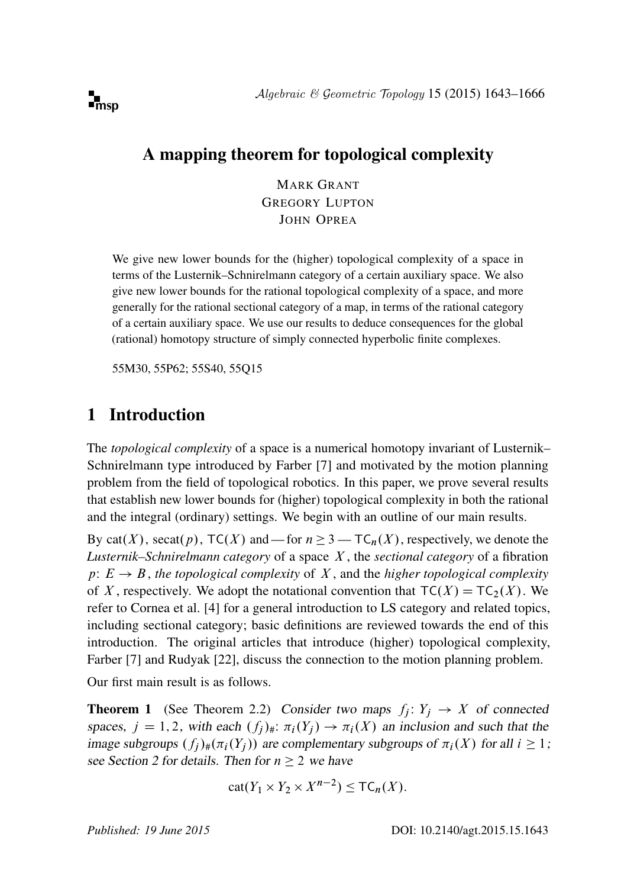# A mapping theorem for topological complexity

MARK GRANT
GREGORY LUPTON
JOHN OPREA

We give new lower bounds for the (higher) topological complexity of a space in terms of the Lusternik–Schnirelmann category of a certain auxiliary space. We also give new lower bounds for the rational topological complexity of a space, and more generally for the rational sectional category of a map, in terms of the rational category of a certain auxiliary space. We use our results to deduce consequences for the global (rational) homotopy structure of simply connected hyperbolic finite complexes.

55M30, 55P62; 55S40, 55Q15

## 1 Introduction

The *topological complexity* of a space is a numerical homotopy invariant of Lusternik–Schnirelmann type introduced by Farber [7] and motivated by the motion planning problem from the field of topological robotics. In this paper, we prove several results that establish new lower bounds for (higher) topological complexity in both the rational and the integral (ordinary) settings. We begin with an outline of our main results.

By $\mathrm{cat}(X)$, $\mathrm{secat}(p)$, $\mathsf{TC}(X)$ and — for $n \geq 3$ — $\mathsf{TC}_n(X)$, respectively, we denote the *Lusternik–Schnirelmann category* of a space $X$, the *sectional category* of a fibration $p\colon E \to B$, *the topological complexity* of $X$, and the *higher topological complexity* of $X$, respectively. We adopt the notational convention that $\mathsf{TC}(X) = \mathsf{TC}_2(X)$. We refer to Cornea et al. [4] for a general introduction to LS category and related topics, including sectional category; basic definitions are reviewed towards the end of this introduction. The original articles that introduce (higher) topological complexity, Farber [7] and Rudyak [22], discuss the connection to the motion planning problem.

Our first main result is as follows.

**Theorem 1** (See Theorem 2.2) *Consider two maps $f_j\colon Y_j \to X$ of connected spaces, $j = 1, 2$, with each $(f_j)_\#\colon \pi_i(Y_j) \to \pi_i(X)$ an inclusion and such that the image subgroups $(f_j)_\#(\pi_i(Y_j))$ are complementary subgroups of $\pi_i(X)$ for all $i \geq 1$; see Section 2 for details. Then for $n \geq 2$ we have*

$$\mathrm{cat}(Y_1 \times Y_2 \times X^{n-2}) \leq \mathsf{TC}_n(X).$$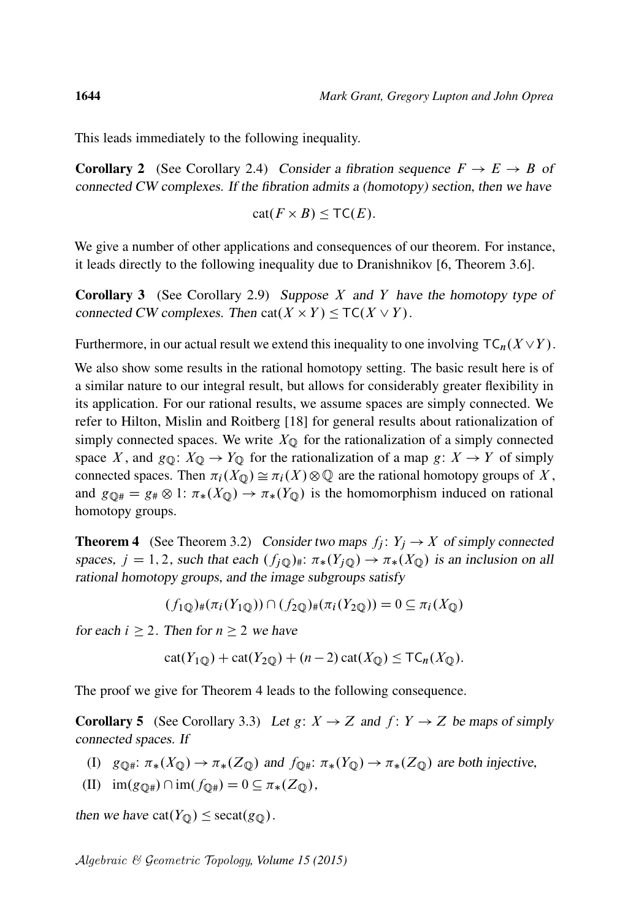This leads immediately to the following inequality.

**Corollary 2** (See Corollary 2.4) *Consider a fibration sequence $F \to E \to B$ of connected CW complexes. If the fibration admits a (homotopy) section, then we have*

$$\mathrm{cat}(F \times B) \le \mathsf{TC}(E).$$

We give a number of other applications and consequences of our theorem. For instance, it leads directly to the following inequality due to Dranishnikov [6, Theorem 3.6].

**Corollary 3** (See Corollary 2.9) *Suppose $X$ and $Y$ have the homotopy type of connected CW complexes. Then $\mathrm{cat}(X \times Y) \le \mathsf{TC}(X \vee Y)$.*

Furthermore, in our actual result we extend this inequality to one involving $\mathsf{TC}_n(X \vee Y)$.

We also show some results in the rational homotopy setting. The basic result here is of a similar nature to our integral result, but allows for considerably greater flexibility in its application. For our rational results, we assume spaces are simply connected. We refer to Hilton, Mislin and Roitberg [18] for general results about rationalization of simply connected spaces. We write $X_{\mathbb{Q}}$ for the rationalization of a simply connected space $X$, and $g_{\mathbb{Q}}\colon X_{\mathbb{Q}} \to Y_{\mathbb{Q}}$ for the rationalization of a map $g\colon X \to Y$ of simply connected spaces. Then $\pi_i(X_{\mathbb{Q}}) \cong \pi_i(X) \otimes \mathbb{Q}$ are the rational homotopy groups of $X$, and $g_{\mathbb{Q}\#} = g_{\#} \otimes 1\colon \pi_*(X_{\mathbb{Q}}) \to \pi_*(Y_{\mathbb{Q}})$ is the homomorphism induced on rational homotopy groups.

**Theorem 4** (See Theorem 3.2) *Consider two maps $f_j\colon Y_j \to X$ of simply connected spaces, $j = 1, 2$, such that each $(f_{j\mathbb{Q}})_{\#}\colon \pi_*(Y_{j\mathbb{Q}}) \to \pi_*(X_{\mathbb{Q}})$ is an inclusion on all rational homotopy groups, and the image subgroups satisfy*

$$(f_{1\mathbb{Q}})_{\#}(\pi_i(Y_{1\mathbb{Q}})) \cap (f_{2\mathbb{Q}})_{\#}(\pi_i(Y_{2\mathbb{Q}})) = 0 \subseteq \pi_i(X_{\mathbb{Q}})$$

*for each $i \ge 2$. Then for $n \ge 2$ we have*

$$\mathrm{cat}(Y_{1\mathbb{Q}}) + \mathrm{cat}(Y_{2\mathbb{Q}}) + (n-2)\,\mathrm{cat}(X_{\mathbb{Q}}) \le \mathsf{TC}_n(X_{\mathbb{Q}}).$$

The proof we give for Theorem 4 leads to the following consequence.

**Corollary 5** (See Corollary 3.3) *Let $g\colon X \to Z$ and $f\colon Y \to Z$ be maps of simply connected spaces. If*

(I) *$g_{\mathbb{Q}\#}\colon \pi_*(X_{\mathbb{Q}}) \to \pi_*(Z_{\mathbb{Q}})$ and $f_{\mathbb{Q}\#}\colon \pi_*(Y_{\mathbb{Q}}) \to \pi_*(Z_{\mathbb{Q}})$ are both injective,*

(II) *$\mathrm{im}(g_{\mathbb{Q}\#}) \cap \mathrm{im}(f_{\mathbb{Q}\#}) = 0 \subseteq \pi_*(Z_{\mathbb{Q}})$,*

*then we have $\mathrm{cat}(Y_{\mathbb{Q}}) \le \mathrm{secat}(g_{\mathbb{Q}})$.*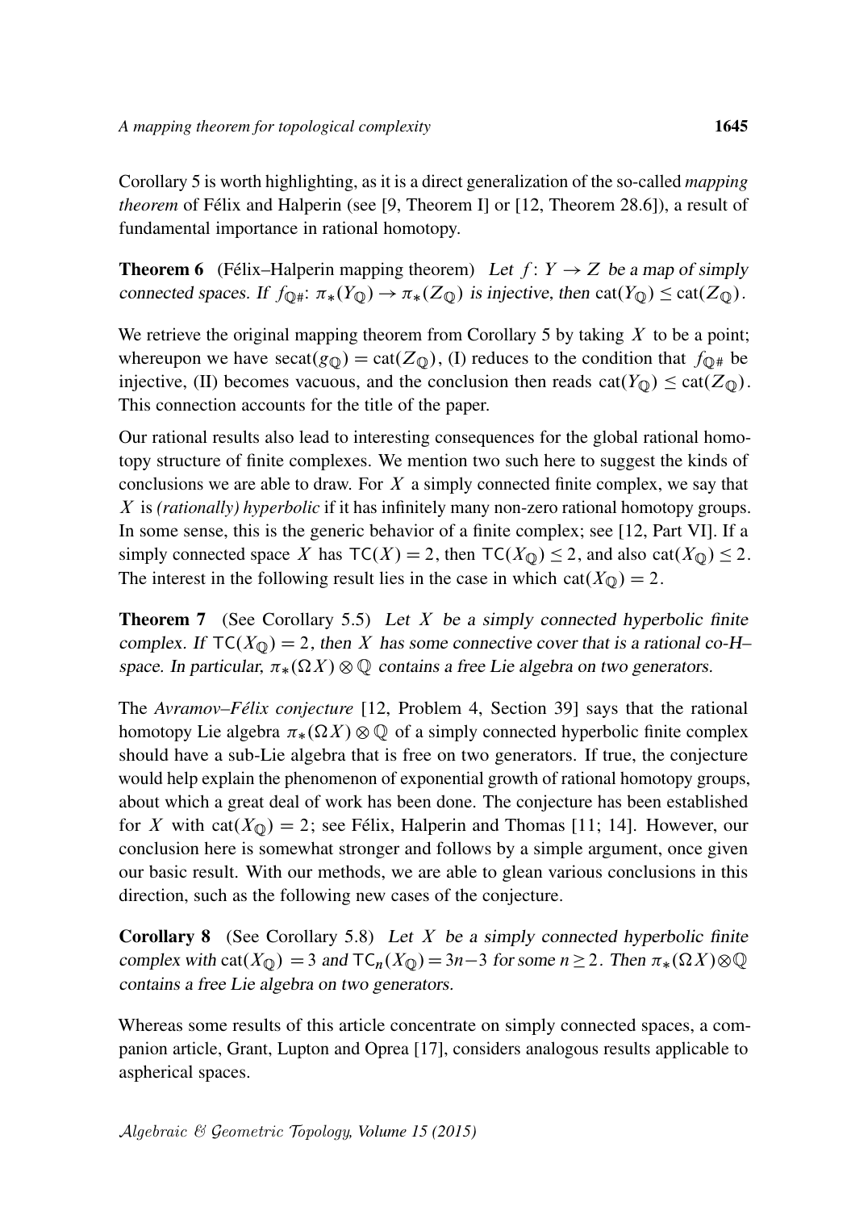Corollary 5 is worth highlighting, as it is a direct generalization of the so-called *mapping theorem* of Félix and Halperin (see [9, Theorem I] or [12, Theorem 28.6]), a result of fundamental importance in rational homotopy.

**Theorem 6** (Félix–Halperin mapping theorem) *Let $f\colon Y \to Z$ be a map of simply connected spaces. If $f_{\mathbb{Q}\#}\colon \pi_*(Y_{\mathbb{Q}}) \to \pi_*(Z_{\mathbb{Q}})$ is injective, then $\mathrm{cat}(Y_{\mathbb{Q}}) \leq \mathrm{cat}(Z_{\mathbb{Q}})$.*

We retrieve the original mapping theorem from Corollary 5 by taking $X$ to be a point; whereupon we have $\mathrm{secat}(g_{\mathbb{Q}}) = \mathrm{cat}(Z_{\mathbb{Q}})$, (I) reduces to the condition that $f_{\mathbb{Q}\#}$ be injective, (II) becomes vacuous, and the conclusion then reads $\mathrm{cat}(Y_{\mathbb{Q}}) \leq \mathrm{cat}(Z_{\mathbb{Q}})$. This connection accounts for the title of the paper.

Our rational results also lead to interesting consequences for the global rational homotopy structure of finite complexes. We mention two such here to suggest the kinds of conclusions we are able to draw. For $X$ a simply connected finite complex, we say that $X$ is *(rationally) hyperbolic* if it has infinitely many non-zero rational homotopy groups. In some sense, this is the generic behavior of a finite complex; see [12, Part VI]. If a simply connected space $X$ has $\mathsf{TC}(X) = 2$, then $\mathsf{TC}(X_{\mathbb{Q}}) \leq 2$, and also $\mathrm{cat}(X_{\mathbb{Q}}) \leq 2$. The interest in the following result lies in the case in which $\mathrm{cat}(X_{\mathbb{Q}}) = 2$.

**Theorem 7** (See Corollary 5.5) *Let $X$ be a simply connected hyperbolic finite complex. If $\mathsf{TC}(X_{\mathbb{Q}}) = 2$, then $X$ has some connective cover that is a rational co-H–space. In particular, $\pi_*(\Omega X) \otimes \mathbb{Q}$ contains a free Lie algebra on two generators.*

The *Avramov–Félix conjecture* [12, Problem 4, Section 39] says that the rational homotopy Lie algebra $\pi_*(\Omega X) \otimes \mathbb{Q}$ of a simply connected hyperbolic finite complex should have a sub-Lie algebra that is free on two generators. If true, the conjecture would help explain the phenomenon of exponential growth of rational homotopy groups, about which a great deal of work has been done. The conjecture has been established for $X$ with $\mathrm{cat}(X_{\mathbb{Q}}) = 2$; see Félix, Halperin and Thomas [11; 14]. However, our conclusion here is somewhat stronger and follows by a simple argument, once given our basic result. With our methods, we are able to glean various conclusions in this direction, such as the following new cases of the conjecture.

**Corollary 8** (See Corollary 5.8) *Let $X$ be a simply connected hyperbolic finite complex with $\mathrm{cat}(X_{\mathbb{Q}}) = 3$ and $\mathsf{TC}_n(X_{\mathbb{Q}}) = 3n-3$ for some $n \geq 2$. Then $\pi_*(\Omega X) \otimes \mathbb{Q}$ contains a free Lie algebra on two generators.*

Whereas some results of this article concentrate on simply connected spaces, a companion article, Grant, Lupton and Oprea [17], considers analogous results applicable to aspherical spaces.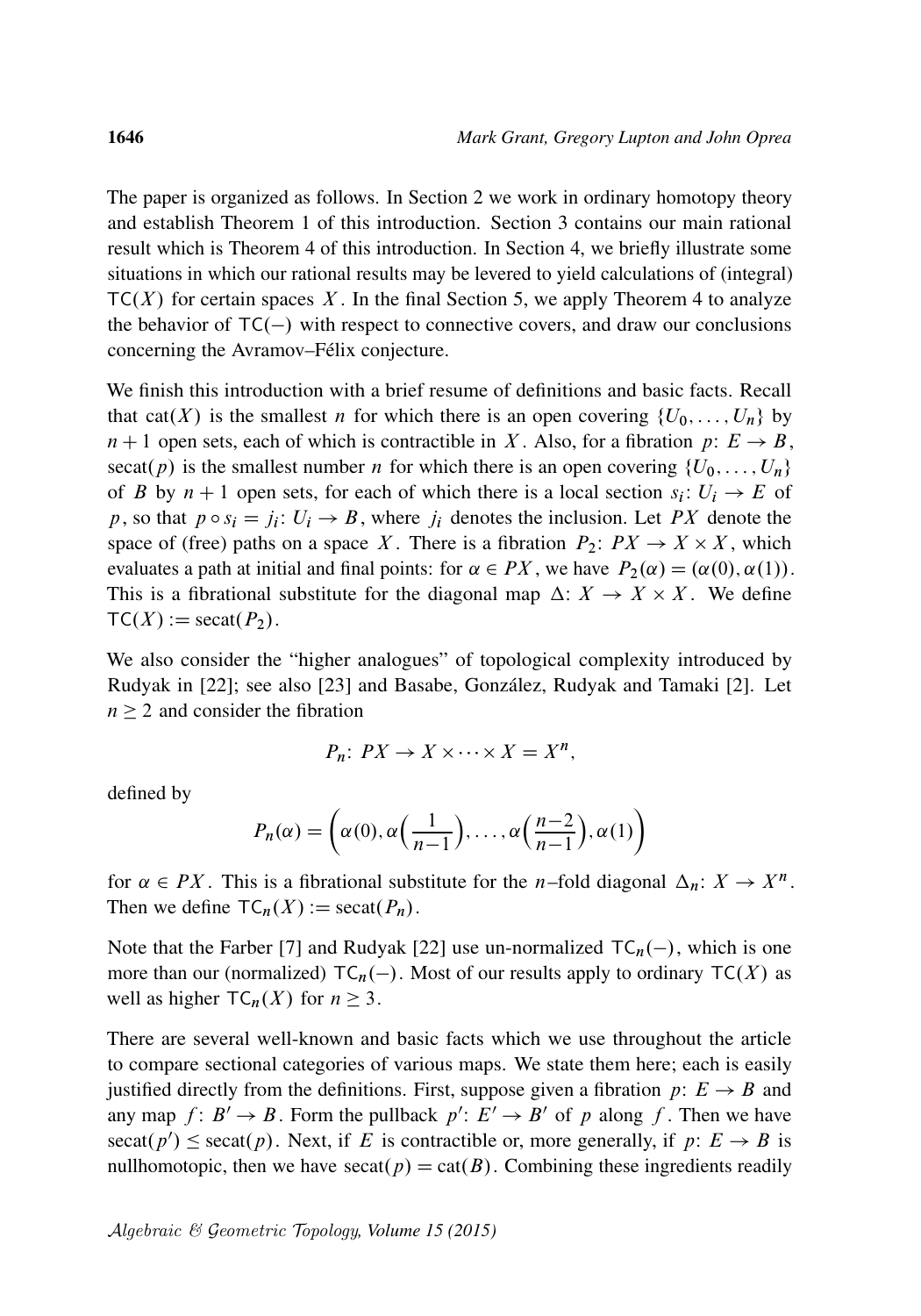The paper is organized as follows. In Section 2 we work in ordinary homotopy theory and establish Theorem 1 of this introduction. Section 3 contains our main rational result which is Theorem 4 of this introduction. In Section 4, we briefly illustrate some situations in which our rational results may be levered to yield calculations of (integral) $\mathsf{TC}(X)$ for certain spaces $X$. In the final Section 5, we apply Theorem 4 to analyze the behavior of $\mathsf{TC}(-)$ with respect to connective covers, and draw our conclusions concerning the Avramov–Félix conjecture.

We finish this introduction with a brief resume of definitions and basic facts. Recall that $\mathrm{cat}(X)$ is the smallest $n$ for which there is an open covering $\{U_0, \dots, U_n\}$ by $n+1$ open sets, each of which is contractible in $X$. Also, for a fibration $p\colon E \to B$, $\mathrm{secat}(p)$ is the smallest number $n$ for which there is an open covering $\{U_0, \dots, U_n\}$ of $B$ by $n+1$ open sets, for each of which there is a local section $s_i\colon U_i \to E$ of $p$, so that $p \circ s_i = j_i\colon U_i \to B$, where $j_i$ denotes the inclusion. Let $PX$ denote the space of (free) paths on a space $X$. There is a fibration $P_2\colon PX \to X \times X$, which evaluates a path at initial and final points: for $\alpha \in PX$, we have $P_2(\alpha) = (\alpha(0), \alpha(1))$. This is a fibrational substitute for the diagonal map $\Delta\colon X \to X \times X$. We define $\mathsf{TC}(X) := \mathrm{secat}(P_2)$.

We also consider the "higher analogues" of topological complexity introduced by Rudyak in [22]; see also [23] and Basabe, González, Rudyak and Tamaki [2]. Let $n \geq 2$ and consider the fibration

$$P_n\colon PX \to X \times \cdots \times X = X^n,$$

defined by

$$P_n(\alpha) = \left(\alpha(0), \alpha\left(\frac{1}{n-1}\right), \dots, \alpha\left(\frac{n-2}{n-1}\right), \alpha(1)\right)$$

for $\alpha \in PX$. This is a fibrational substitute for the $n$–fold diagonal $\Delta_n\colon X \to X^n$. Then we define $\mathsf{TC}_n(X) := \mathrm{secat}(P_n)$.

Note that the Farber [7] and Rudyak [22] use un-normalized $\mathsf{TC}_n(-)$, which is one more than our (normalized) $\mathsf{TC}_n(-)$. Most of our results apply to ordinary $\mathsf{TC}(X)$ as well as higher $\mathsf{TC}_n(X)$ for $n \geq 3$.

There are several well-known and basic facts which we use throughout the article to compare sectional categories of various maps. We state them here; each is easily justified directly from the definitions. First, suppose given a fibration $p\colon E \to B$ and any map $f\colon B' \to B$. Form the pullback $p'\colon E' \to B'$ of $p$ along $f$. Then we have $\mathrm{secat}(p') \leq \mathrm{secat}(p)$. Next, if $E$ is contractible or, more generally, if $p\colon E \to B$ is nullhomotopic, then we have $\mathrm{secat}(p) = \mathrm{cat}(B)$. Combining these ingredients readily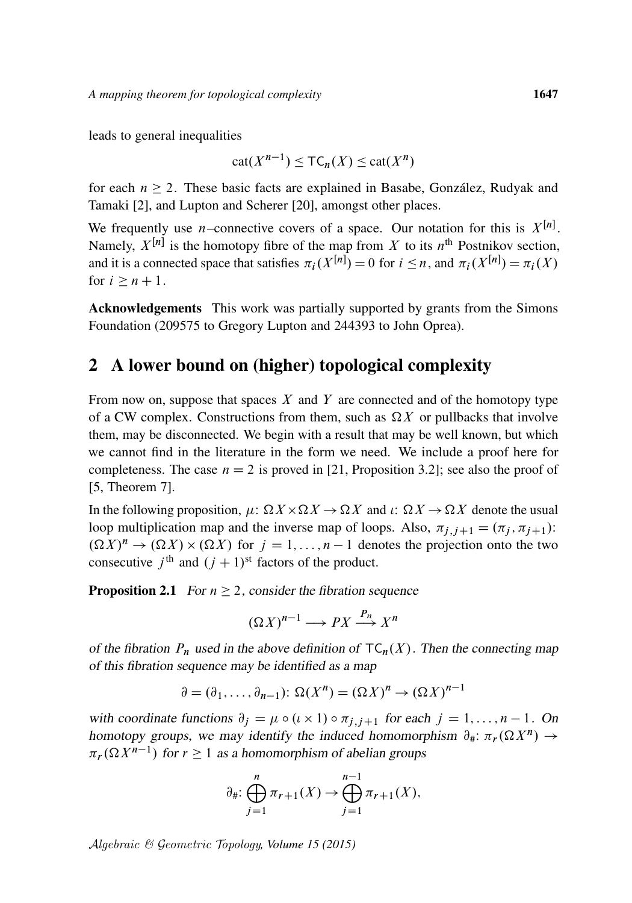leads to general inequalities

$$\mathrm{cat}(X^{n-1}) \le \mathsf{TC}_n(X) \le \mathrm{cat}(X^n)$$

for each $n \ge 2$. These basic facts are explained in Basabe, González, Rudyak and Tamaki [2], and Lupton and Scherer [20], amongst other places.

We frequently use $n$–connective covers of a space. Our notation for this is $X^{[n]}$. Namely, $X^{[n]}$ is the homotopy fibre of the map from $X$ to its $n^{\text{th}}$ Postnikov section, and it is a connected space that satisfies $\pi_i(X^{[n]}) = 0$ for $i \le n$, and $\pi_i(X^{[n]}) = \pi_i(X)$ for $i \ge n+1$.

**Acknowledgements** This work was partially supported by grants from the Simons Foundation (209575 to Gregory Lupton and 244393 to John Oprea).

## 2 A lower bound on (higher) topological complexity

From now on, suppose that spaces $X$ and $Y$ are connected and of the homotopy type of a CW complex. Constructions from them, such as $\Omega X$ or pullbacks that involve them, may be disconnected. We begin with a result that may be well known, but which we cannot find in the literature in the form we need. We include a proof here for completeness. The case $n = 2$ is proved in [21, Proposition 3.2]; see also the proof of [5, Theorem 7].

In the following proposition, $\mu\colon \Omega X \times \Omega X \to \Omega X$ and $\iota\colon \Omega X \to \Omega X$ denote the usual loop multiplication map and the inverse map of loops. Also, $\pi_{j,j+1} = (\pi_j, \pi_{j+1})\colon (\Omega X)^n \to (\Omega X) \times (\Omega X)$ for $j = 1, \dots, n-1$ denotes the projection onto the two consecutive $j^{\text{th}}$ and $(j+1)^{\text{st}}$ factors of the product.

**Proposition 2.1** *For $n \ge 2$, consider the fibration sequence*

$$(\Omega X)^{n-1} \longrightarrow PX \xrightarrow{P_n} X^n$$

*of the fibration $P_n$ used in the above definition of $\mathsf{TC}_n(X)$. Then the connecting map of this fibration sequence may be identified as a map*

$$\partial = (\partial_1, \dots, \partial_{n-1})\colon \Omega(X^n) = (\Omega X)^n \to (\Omega X)^{n-1}$$

*with coordinate functions $\partial_j = \mu \circ (\iota \times 1) \circ \pi_{j,j+1}$ for each $j = 1, \dots, n-1$. On homotopy groups, we may identify the induced homomorphism $\partial_\#\colon \pi_r(\Omega X^n) \to \pi_r(\Omega X^{n-1})$ for $r \ge 1$ as a homomorphism of abelian groups*

$$\partial_\#\colon \bigoplus_{j=1}^{n} \pi_{r+1}(X) \to \bigoplus_{j=1}^{n-1} \pi_{r+1}(X),$$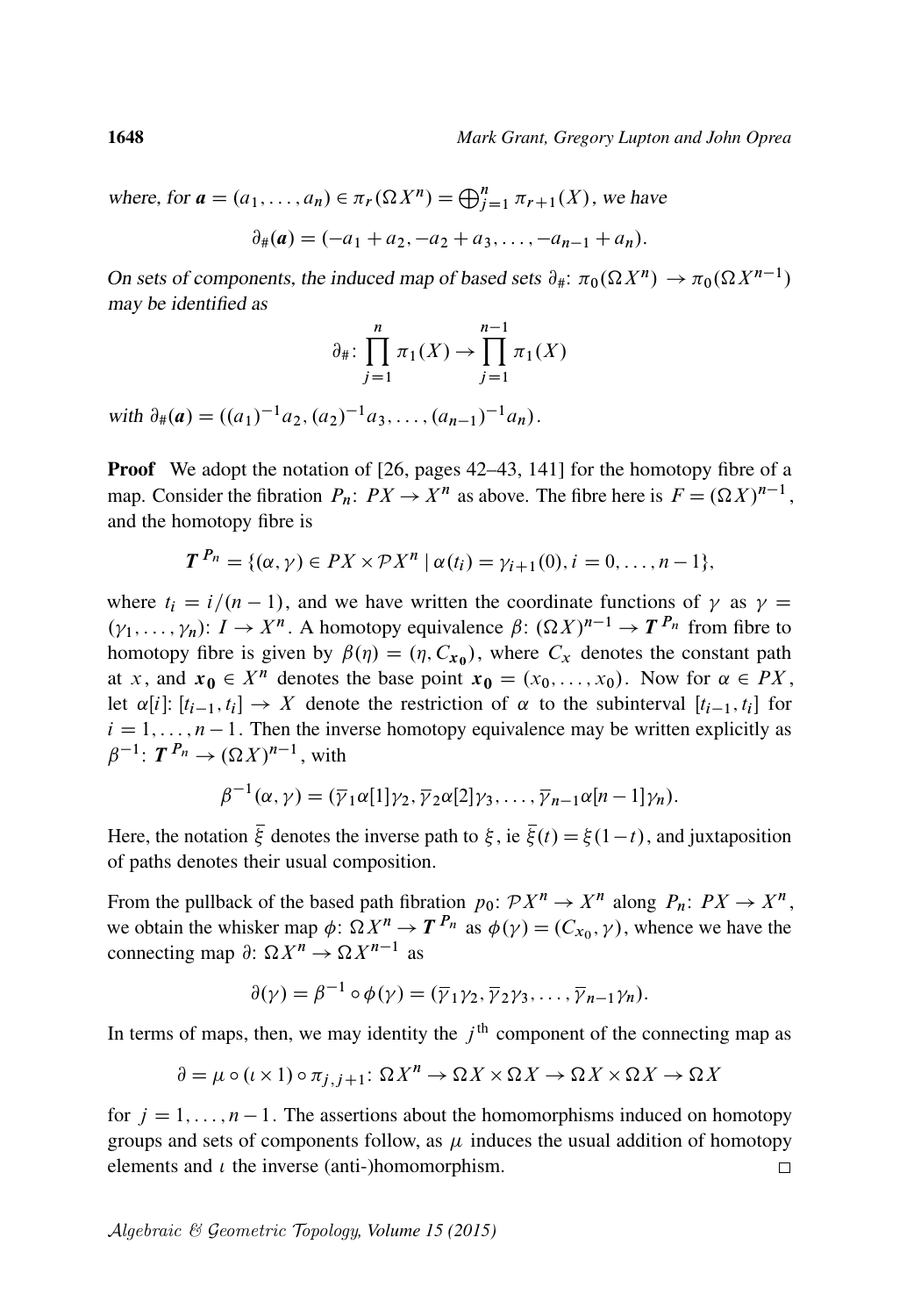*where, for $\boldsymbol{a} = (a_1, \dots, a_n) \in \pi_r(\Omega X^n) = \bigoplus_{j=1}^n \pi_{r+1}(X)$, we have*

$$\partial_\#(\boldsymbol{a}) = (-a_1 + a_2, -a_2 + a_3, \dots, -a_{n-1} + a_n).$$

*On sets of components, the induced map of based sets $\partial_\#\colon \pi_0(\Omega X^n) \to \pi_0(\Omega X^{n-1})$ may be identified as*

$$\partial_\#\colon \prod_{j=1}^{n} \pi_1(X) \to \prod_{j=1}^{n-1} \pi_1(X)$$

*with $\partial_\#(\boldsymbol{a}) = ((a_1)^{-1}a_2, (a_2)^{-1}a_3, \dots, (a_{n-1})^{-1}a_n)$.*

**Proof** We adopt the notation of [26, pages 42–43, 141] for the homotopy fibre of a map. Consider the fibration $P_n\colon PX \to X^n$ as above. The fibre here is $F = (\Omega X)^{n-1}$, and the homotopy fibre is

$$\boldsymbol{T}^{P_n} = \{(\alpha, \gamma) \in PX \times \mathcal{P}X^n \mid \alpha(t_i) = \gamma_{i+1}(0), i = 0, \dots, n-1\},$$

where $t_i = i/(n-1)$, and we have written the coordinate functions of $\gamma$ as $\gamma = (\gamma_1, \dots, \gamma_n)\colon I \to X^n$. A homotopy equivalence $\beta\colon (\Omega X)^{n-1} \to \boldsymbol{T}^{P_n}$ from fibre to homotopy fibre is given by $\beta(\eta) = (\eta, C_{\boldsymbol{x_0}})$, where $C_x$ denotes the constant path at $x$, and $\boldsymbol{x_0} \in X^n$ denotes the base point $\boldsymbol{x_0} = (x_0, \dots, x_0)$. Now for $\alpha \in PX$, let $\alpha[i]\colon [t_{i-1}, t_i] \to X$ denote the restriction of $\alpha$ to the subinterval $[t_{i-1}, t_i]$ for $i = 1, \dots, n-1$. Then the inverse homotopy equivalence may be written explicitly as $\beta^{-1}\colon \boldsymbol{T}^{P_n} \to (\Omega X)^{n-1}$, with

$$\beta^{-1}(\alpha, \gamma) = (\overline{\gamma}_1 \alpha[1] \gamma_2, \overline{\gamma}_2 \alpha[2] \gamma_3, \dots, \overline{\gamma}_{n-1} \alpha[n-1] \gamma_n).$$

Here, the notation $\overline{\xi}$ denotes the inverse path to $\xi$, ie $\overline{\xi}(t) = \xi(1-t)$, and juxtaposition of paths denotes their usual composition.

From the pullback of the based path fibration $p_0\colon \mathcal{P}X^n \to X^n$ along $P_n\colon PX \to X^n$, we obtain the whisker map $\phi\colon \Omega X^n \to \boldsymbol{T}^{P_n}$ as $\phi(\gamma) = (C_{x_0}, \gamma)$, whence we have the connecting map $\partial\colon \Omega X^n \to \Omega X^{n-1}$ as

$$\partial(\gamma) = \beta^{-1} \circ \phi(\gamma) = (\overline{\gamma}_1 \gamma_2, \overline{\gamma}_2 \gamma_3, \dots, \overline{\gamma}_{n-1} \gamma_n).$$

In terms of maps, then, we may identity the $j^{\text{th}}$ component of the connecting map as

$$\partial = \mu \circ (\iota \times 1) \circ \pi_{j,j+1}\colon \Omega X^n \to \Omega X \times \Omega X \to \Omega X \times \Omega X \to \Omega X$$

for $j = 1, \dots, n-1$. The assertions about the homomorphisms induced on homotopy groups and sets of components follow, as $\mu$ induces the usual addition of homotopy elements and $\iota$ the inverse (anti-)homomorphism. $\square$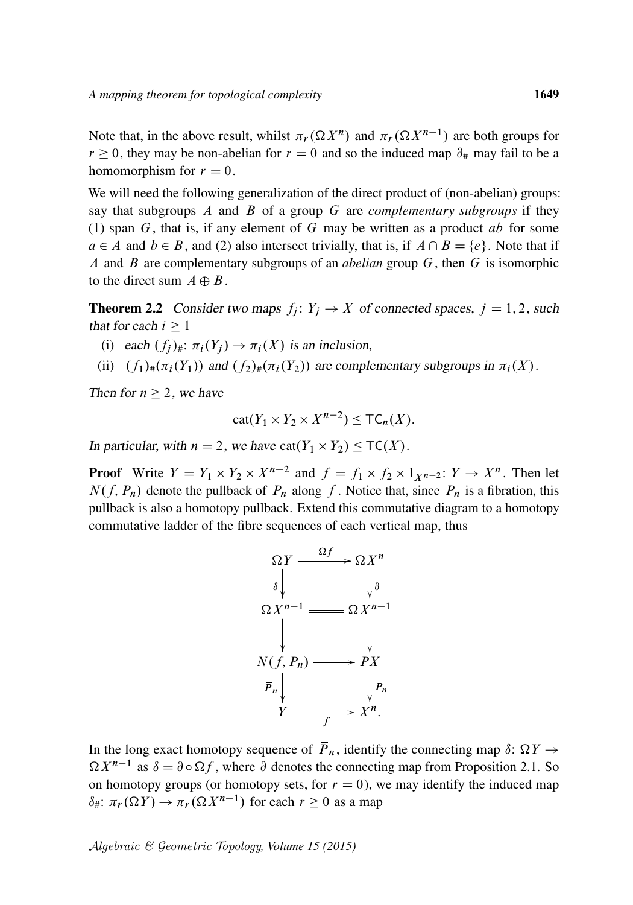Note that, in the above result, whilst $\pi_r(\Omega X^n)$ and $\pi_r(\Omega X^{n-1})$ are both groups for $r \geq 0$, they may be non-abelian for $r = 0$ and so the induced map $\partial_\#$ may fail to be a homomorphism for $r = 0$.

We will need the following generalization of the direct product of (non-abelian) groups: say that subgroups $A$ and $B$ of a group $G$ are *complementary subgroups* if they (1) span $G$, that is, if any element of $G$ may be written as a product $ab$ for some $a \in A$ and $b \in B$, and (2) also intersect trivially, that is, if $A \cap B = \{e\}$. Note that if $A$ and $B$ are complementary subgroups of an *abelian* group $G$, then $G$ is isomorphic to the direct sum $A \oplus B$.

**Theorem 2.2** *Consider two maps $f_j\colon Y_j \to X$ of connected spaces, $j = 1, 2$, such that for each $i \geq 1$*

1. *each $(f_j)_\#\colon \pi_i(Y_j) \to \pi_i(X)$ is an inclusion,*
2. *$(f_1)_\#(\pi_i(Y_1))$ and $(f_2)_\#(\pi_i(Y_2))$ are complementary subgroups in $\pi_i(X)$.*

*Then for $n \geq 2$, we have*

$$\mathrm{cat}(Y_1 \times Y_2 \times X^{n-2}) \leq \mathsf{TC}_n(X).$$

*In particular, with $n = 2$, we have $\mathrm{cat}(Y_1 \times Y_2) \leq \mathsf{TC}(X)$.*

**Proof** Write $Y = Y_1 \times Y_2 \times X^{n-2}$ and $f = f_1 \times f_2 \times 1_{X^{n-2}}\colon Y \to X^n$. Then let $N(f, P_n)$ denote the pullback of $P_n$ along $f$. Notice that, since $P_n$ is a fibration, this pullback is also a homotopy pullback. Extend this commutative diagram to a homotopy commutative ladder of the fibre sequences of each vertical map, thus

$$\begin{array}{ccc}
\Omega Y & \xrightarrow{\Omega f} & \Omega X^n \\
\big\downarrow{\scriptstyle \delta} & & \big\downarrow{\scriptstyle \partial} \\
\Omega X^{n-1} & = & \Omega X^{n-1} \\
\big\downarrow & & \big\downarrow \\
N(f, P_n) & \longrightarrow & PX \\
\big\downarrow{\scriptstyle \overline{P}_n} & & \big\downarrow{\scriptstyle P_n} \\
Y & \xrightarrow[f]{} & X^n.
\end{array}$$

In the long exact homotopy sequence of $\overline{P}_n$, identify the connecting map $\delta\colon \Omega Y \to \Omega X^{n-1}$ as $\delta = \partial \circ \Omega f$, where $\partial$ denotes the connecting map from Proposition 2.1. So on homotopy groups (or homotopy sets, for $r = 0$), we may identify the induced map $\delta_\#\colon \pi_r(\Omega Y) \to \pi_r(\Omega X^{n-1})$ for each $r \geq 0$ as a map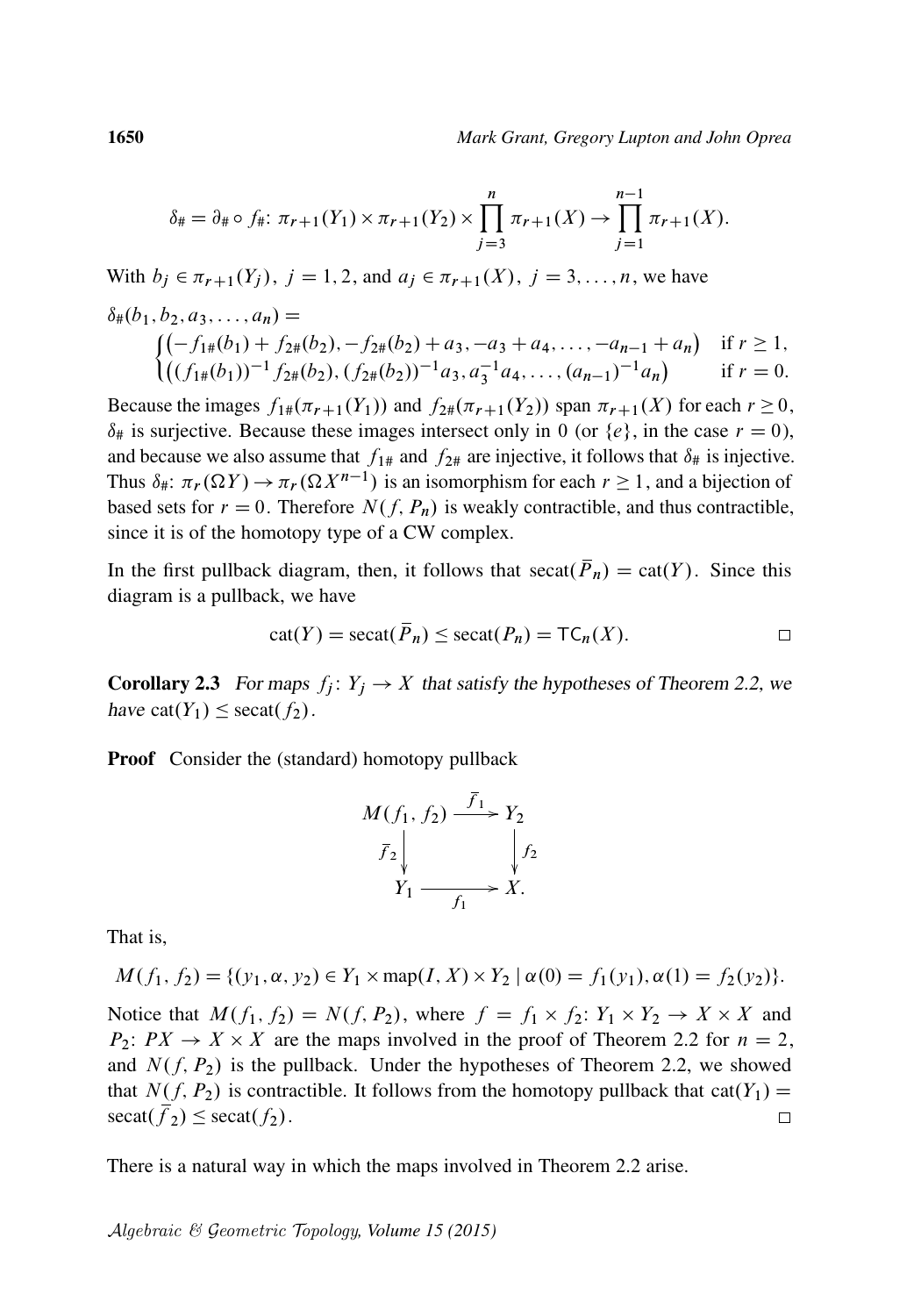$$\delta_\# = \partial_\# \circ f_\#\colon \pi_{r+1}(Y_1) \times \pi_{r+1}(Y_2) \times \prod_{j=3}^{n} \pi_{r+1}(X) \to \prod_{j=1}^{n-1} \pi_{r+1}(X).$$

With $b_j \in \pi_{r+1}(Y_j)$, $j = 1, 2$, and $a_j \in \pi_{r+1}(X)$, $j = 3, \ldots, n$, we have

$$\delta_\#(b_1, b_2, a_3, \ldots, a_n) = \begin{cases} \big(-f_{1\#}(b_1) + f_{2\#}(b_2), -f_{2\#}(b_2) + a_3, -a_3 + a_4, \ldots, -a_{n-1} + a_n\big) & \text{if } r \geq 1, \\ \big((f_{1\#}(b_1))^{-1} f_{2\#}(b_2), (f_{2\#}(b_2))^{-1} a_3, a_3^{-1} a_4, \ldots, (a_{n-1})^{-1} a_n\big) & \text{if } r = 0. \end{cases}$$

Because the images $f_{1\#}(\pi_{r+1}(Y_1))$ and $f_{2\#}(\pi_{r+1}(Y_2))$ span $\pi_{r+1}(X)$ for each $r \geq 0$, $\delta_\#$ is surjective. Because these images intersect only in 0 (or $\{e\}$, in the case $r = 0$), and because we also assume that $f_{1\#}$ and $f_{2\#}$ are injective, it follows that $\delta_\#$ is injective. Thus $\delta_\#\colon \pi_r(\Omega Y) \to \pi_r(\Omega X^{n-1})$ is an isomorphism for each $r \geq 1$, and a bijection of based sets for $r = 0$. Therefore $N(f, P_n)$ is weakly contractible, and thus contractible, since it is of the homotopy type of a CW complex.

In the first pullback diagram, then, it follows that $\operatorname{secat}(\bar{P}_n) = \operatorname{cat}(Y)$. Since this diagram is a pullback, we have

$$\operatorname{cat}(Y) = \operatorname{secat}(\bar{P}_n) \leq \operatorname{secat}(P_n) = \mathsf{TC}_n(X). \qquad \square$$

**Corollary 2.3** *For maps $f_j\colon Y_j \to X$ that satisfy the hypotheses of Theorem 2.2, we have $\operatorname{cat}(Y_1) \leq \operatorname{secat}(f_2)$.*

**Proof** Consider the (standard) homotopy pullback

$$\begin{array}{ccc} M(f_1, f_2) & \xrightarrow{\bar{f}_1} & Y_2 \\ {\scriptstyle \bar{f}_2}\downarrow & & \downarrow{\scriptstyle f_2} \\ Y_1 & \xrightarrow[f_1]{} & X. \end{array}$$

That is,

$$M(f_1, f_2) = \{(y_1, \alpha, y_2) \in Y_1 \times \operatorname{map}(I, X) \times Y_2 \mid \alpha(0) = f_1(y_1), \alpha(1) = f_2(y_2)\}.$$

Notice that $M(f_1, f_2) = N(f, P_2)$, where $f = f_1 \times f_2\colon Y_1 \times Y_2 \to X \times X$ and $P_2\colon PX \to X \times X$ are the maps involved in the proof of Theorem 2.2 for $n = 2$, and $N(f, P_2)$ is the pullback. Under the hypotheses of Theorem 2.2, we showed that $N(f, P_2)$ is contractible. It follows from the homotopy pullback that $\operatorname{cat}(Y_1) = \operatorname{secat}(\bar{f}_2) \leq \operatorname{secat}(f_2)$. $\square$

There is a natural way in which the maps involved in Theorem 2.2 arise.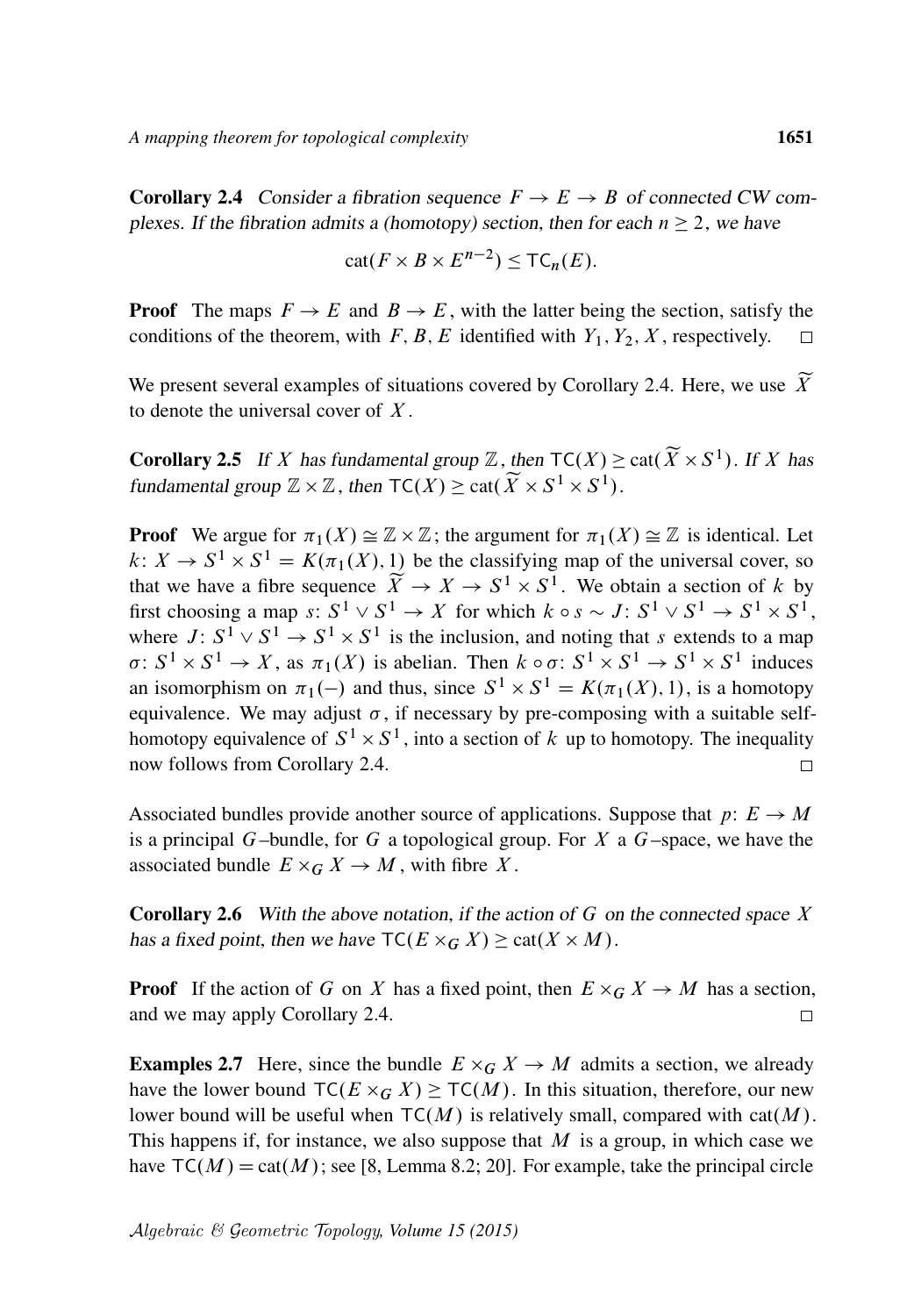**Corollary 2.4** *Consider a fibration sequence $F \to E \to B$ of connected CW complexes. If the fibration admits a (homotopy) section, then for each $n \geq 2$, we have*

$$\mathrm{cat}(F \times B \times E^{n-2}) \leq \mathsf{TC}_n(E).$$

**Proof** The maps $F \to E$ and $B \to E$, with the latter being the section, satisfy the conditions of the theorem, with $F, B, E$ identified with $Y_1, Y_2, X$, respectively. □

We present several examples of situations covered by Corollary 2.4. Here, we use $\widetilde{X}$ to denote the universal cover of $X$.

**Corollary 2.5** *If $X$ has fundamental group $\mathbb{Z}$, then $\mathsf{TC}(X) \geq \mathrm{cat}(\widetilde{X} \times S^1)$. If $X$ has fundamental group $\mathbb{Z} \times \mathbb{Z}$, then $\mathsf{TC}(X) \geq \mathrm{cat}(\widetilde{X} \times S^1 \times S^1)$.*

**Proof** We argue for $\pi_1(X) \cong \mathbb{Z} \times \mathbb{Z}$; the argument for $\pi_1(X) \cong \mathbb{Z}$ is identical. Let $k \colon X \to S^1 \times S^1 = K(\pi_1(X), 1)$ be the classifying map of the universal cover, so that we have a fibre sequence $\widetilde{X} \to X \to S^1 \times S^1$. We obtain a section of $k$ by first choosing a map $s \colon S^1 \vee S^1 \to X$ for which $k \circ s \sim J \colon S^1 \vee S^1 \to S^1 \times S^1$, where $J \colon S^1 \vee S^1 \to S^1 \times S^1$ is the inclusion, and noting that $s$ extends to a map $\sigma \colon S^1 \times S^1 \to X$, as $\pi_1(X)$ is abelian. Then $k \circ \sigma \colon S^1 \times S^1 \to S^1 \times S^1$ induces an isomorphism on $\pi_1(-)$ and thus, since $S^1 \times S^1 = K(\pi_1(X), 1)$, is a homotopy equivalence. We may adjust $\sigma$, if necessary by pre-composing with a suitable self-homotopy equivalence of $S^1 \times S^1$, into a section of $k$ up to homotopy. The inequality now follows from Corollary 2.4. □

Associated bundles provide another source of applications. Suppose that $p \colon E \to M$ is a principal $G$–bundle, for $G$ a topological group. For $X$ a $G$–space, we have the associated bundle $E \times_G X \to M$, with fibre $X$.

**Corollary 2.6** *With the above notation, if the action of $G$ on the connected space $X$ has a fixed point, then we have $\mathsf{TC}(E \times_G X) \geq \mathrm{cat}(X \times M)$.*

**Proof** If the action of $G$ on $X$ has a fixed point, then $E \times_G X \to M$ has a section, and we may apply Corollary 2.4. □

**Examples 2.7** Here, since the bundle $E \times_G X \to M$ admits a section, we already have the lower bound $\mathsf{TC}(E \times_G X) \geq \mathsf{TC}(M)$. In this situation, therefore, our new lower bound will be useful when $\mathsf{TC}(M)$ is relatively small, compared with $\mathrm{cat}(M)$. This happens if, for instance, we also suppose that $M$ is a group, in which case we have $\mathsf{TC}(M) = \mathrm{cat}(M)$; see [8, Lemma 8.2; 20]. For example, take the principal circle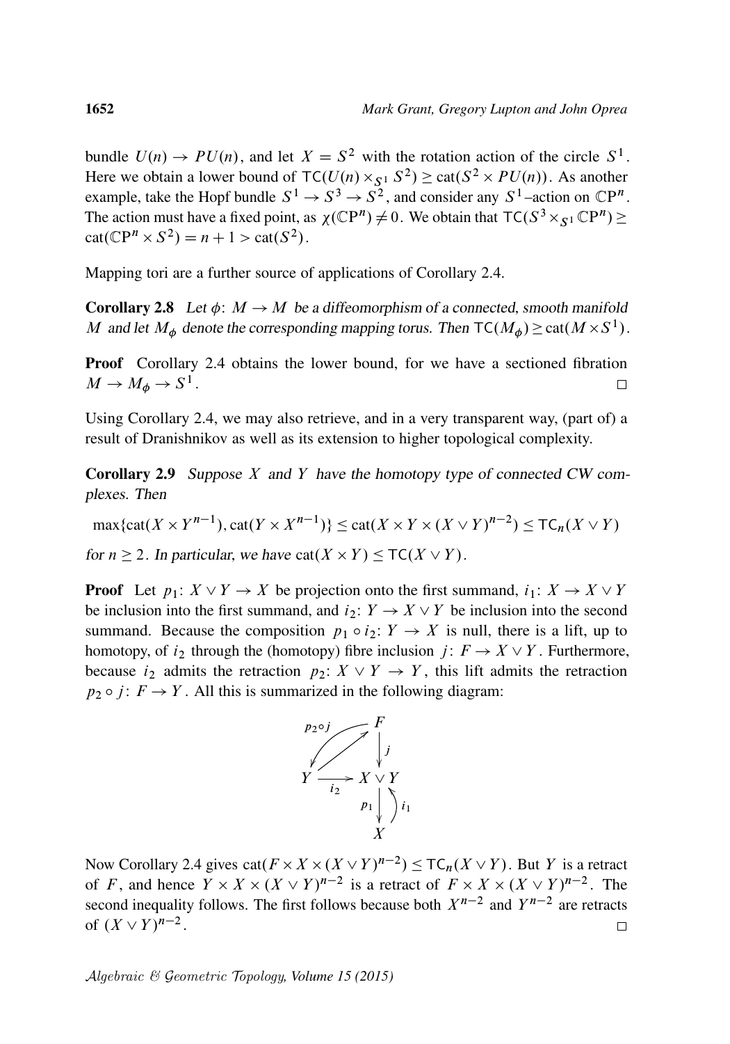bundle $U(n) \to PU(n)$, and let $X = S^2$ with the rotation action of the circle $S^1$. Here we obtain a lower bound of $\mathsf{TC}(U(n) \times_{S^1} S^2) \geq \mathrm{cat}(S^2 \times PU(n))$. As another example, take the Hopf bundle $S^1 \to S^3 \to S^2$, and consider any $S^1$–action on $\mathbb{C}\mathrm{P}^n$. The action must have a fixed point, as $\chi(\mathbb{C}\mathrm{P}^n) \neq 0$. We obtain that $\mathsf{TC}(S^3 \times_{S^1} \mathbb{C}\mathrm{P}^n) \geq \mathrm{cat}(\mathbb{C}\mathrm{P}^n \times S^2) = n+1 > \mathrm{cat}(S^2)$.

Mapping tori are a further source of applications of Corollary 2.4.

**Corollary 2.8** *Let $\phi\colon M \to M$ be a diffeomorphism of a connected, smooth manifold $M$ and let $M_\phi$ denote the corresponding mapping torus. Then $\mathsf{TC}(M_\phi) \geq \mathrm{cat}(M \times S^1)$.*

**Proof** Corollary 2.4 obtains the lower bound, for we have a sectioned fibration $M \to M_\phi \to S^1$. □

Using Corollary 2.4, we may also retrieve, and in a very transparent way, (part of) a result of Dranishnikov as well as its extension to higher topological complexity.

**Corollary 2.9** *Suppose $X$ and $Y$ have the homotopy type of connected CW complexes. Then*

$$\max\{\mathrm{cat}(X \times Y^{n-1}), \mathrm{cat}(Y \times X^{n-1})\} \leq \mathrm{cat}(X \times Y \times (X \vee Y)^{n-2}) \leq \mathsf{TC}_n(X \vee Y)$$

*for $n \geq 2$. In particular, we have $\mathrm{cat}(X \times Y) \leq \mathsf{TC}(X \vee Y)$.*

**Proof** Let $p_1\colon X \vee Y \to X$ be projection onto the first summand, $i_1\colon X \to X \vee Y$ be inclusion into the first summand, and $i_2\colon Y \to X \vee Y$ be inclusion into the second summand. Because the composition $p_1 \circ i_2\colon Y \to X$ is null, there is a lift, up to homotopy, of $i_2$ through the (homotopy) fibre inclusion $j\colon F \to X \vee Y$. Furthermore, because $i_2$ admits the retraction $p_2\colon X \vee Y \to Y$, this lift admits the retraction $p_2 \circ j\colon F \to Y$. All this is summarized in the following diagram:

$$\begin{array}{ccc} & & F \\ & \nearrow \swarrow_{p_2 \circ j} & \downarrow j \\ Y & \xrightarrow{i_2} & X \vee Y \\ & & p_1 \downarrow \uparrow i_1 \\ & & X \end{array}$$

Now Corollary 2.4 gives $\mathrm{cat}(F \times X \times (X \vee Y)^{n-2}) \leq \mathsf{TC}_n(X \vee Y)$. But $Y$ is a retract of $F$, and hence $Y \times X \times (X \vee Y)^{n-2}$ is a retract of $F \times X \times (X \vee Y)^{n-2}$. The second inequality follows. The first follows because both $X^{n-2}$ and $Y^{n-2}$ are retracts of $(X \vee Y)^{n-2}$. □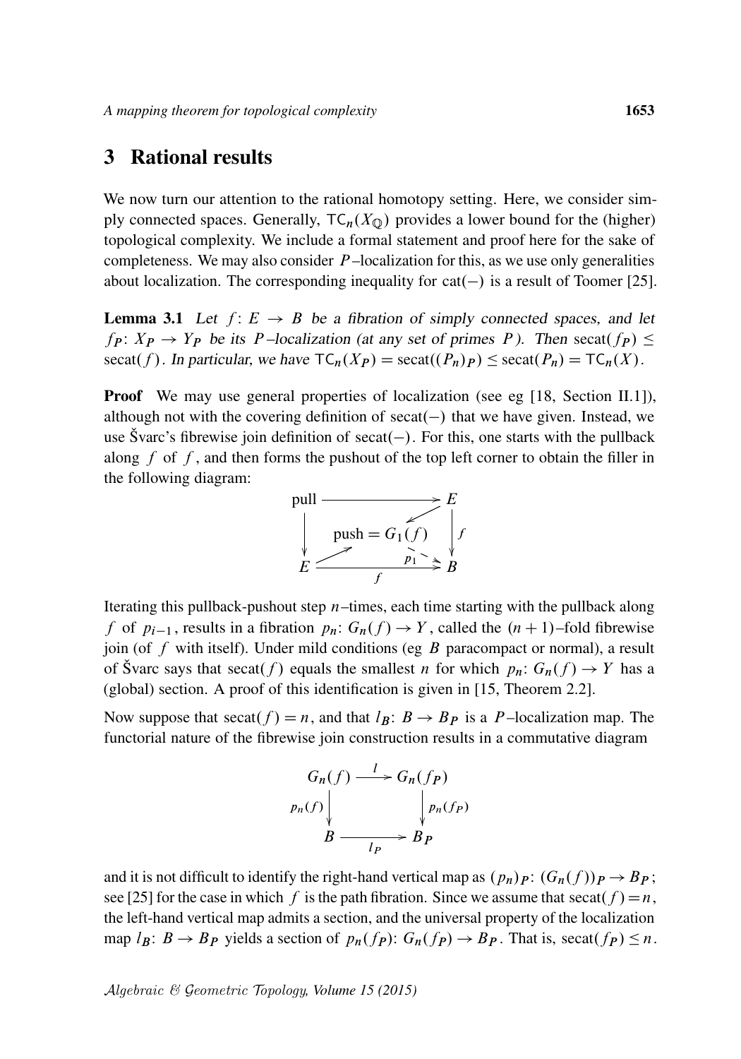## 3 Rational results

We now turn our attention to the rational homotopy setting. Here, we consider simply connected spaces. Generally, $\mathsf{TC}_n(X_{\mathbb{Q}})$ provides a lower bound for the (higher) topological complexity. We include a formal statement and proof here for the sake of completeness. We may also consider $P$–localization for this, as we use only generalities about localization. The corresponding inequality for $\mathrm{cat}(-)$ is a result of Toomer [25].

**Lemma 3.1** *Let $f\colon E \to B$ be a fibration of simply connected spaces, and let $f_P\colon X_P \to Y_P$ be its $P$–localization (at any set of primes $P$). Then $\mathrm{secat}(f_P) \leq \mathrm{secat}(f)$. In particular, we have $\mathsf{TC}_n(X_P) = \mathrm{secat}((P_n)_P) \leq \mathrm{secat}(P_n) = \mathsf{TC}_n(X)$.*

**Proof** We may use general properties of localization (see eg [18, Section II.1]), although not with the covering definition of $\mathrm{secat}(-)$ that we have given. Instead, we use Švarc's fibrewise join definition of $\mathrm{secat}(-)$. For this, one starts with the pullback along $f$ of $f$, and then forms the pushout of the top left corner to obtain the filler in the following diagram:

$$\begin{array}{ccc} \text{pull} & \longrightarrow & E \\ \big\downarrow & \text{push} = G_1(f) & \big\downarrow f \\ E & \xrightarrow[f]{} & B \end{array}$$

(with maps $E \to G_1(f)$, $E \to G_1(f)$ and $p_1\colon G_1(f) \to B$)

Iterating this pullback-pushout step $n$–times, each time starting with the pullback along $f$ of $p_{i-1}$, results in a fibration $p_n\colon G_n(f) \to Y$, called the $(n+1)$–fold fibrewise join (of $f$ with itself). Under mild conditions (eg $B$ paracompact or normal), a result of Švarc says that $\mathrm{secat}(f)$ equals the smallest $n$ for which $p_n\colon G_n(f) \to Y$ has a (global) section. A proof of this identification is given in [15, Theorem 2.2].

Now suppose that $\mathrm{secat}(f) = n$, and that $l_B\colon B \to B_P$ is a $P$–localization map. The functorial nature of the fibrewise join construction results in a commutative diagram

$$\begin{array}{ccc} G_n(f) & \xrightarrow{l} & G_n(f_P) \\ {\scriptstyle p_n(f)}\big\downarrow & & \big\downarrow{\scriptstyle p_n(f_P)} \\ B & \xrightarrow[l_P]{} & B_P \end{array}$$

and it is not difficult to identify the right-hand vertical map as $(p_n)_P\colon (G_n(f))_P \to B_P$; see [25] for the case in which $f$ is the path fibration. Since we assume that $\mathrm{secat}(f) = n$, the left-hand vertical map admits a section, and the universal property of the localization map $l_B\colon B \to B_P$ yields a section of $p_n(f_P)\colon G_n(f_P) \to B_P$. That is, $\mathrm{secat}(f_P) \leq n$.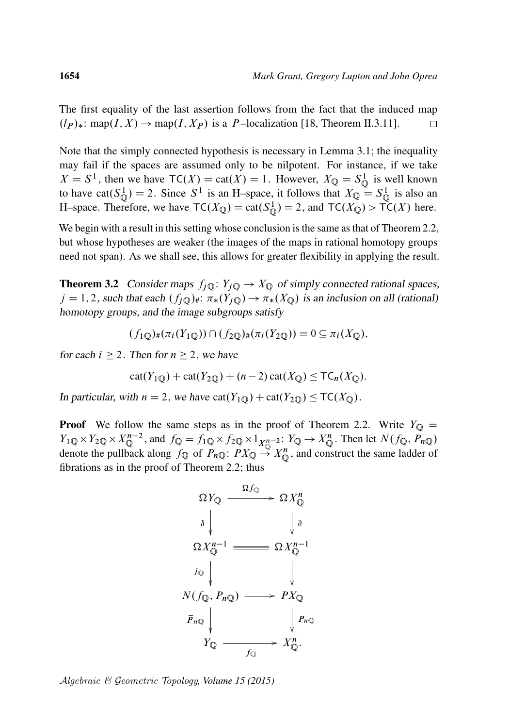The first equality of the last assertion follows from the fact that the induced map $(l_P)_*\colon \mathrm{map}(I, X) \to \mathrm{map}(I, X_P)$ is a $P$–localization [18, Theorem II.3.11]. $\square$

Note that the simply connected hypothesis is necessary in Lemma 3.1; the inequality may fail if the spaces are assumed only to be nilpotent. For instance, if we take $X = S^1$, then we have $\mathsf{TC}(X) = \mathrm{cat}(X) = 1$. However, $X_{\mathbb{Q}} = S^1_{\mathbb{Q}}$ is well known to have $\mathrm{cat}(S^1_{\mathbb{Q}}) = 2$. Since $S^1$ is an H–space, it follows that $X_{\mathbb{Q}} = S^1_{\mathbb{Q}}$ is also an H–space. Therefore, we have $\mathsf{TC}(X_{\mathbb{Q}}) = \mathrm{cat}(S^1_{\mathbb{Q}}) = 2$, and $\mathsf{TC}(X_{\mathbb{Q}}) > \mathsf{TC}(X)$ here.

We begin with a result in this setting whose conclusion is the same as that of Theorem 2.2, but whose hypotheses are weaker (the images of the maps in rational homotopy groups need not span). As we shall see, this allows for greater flexibility in applying the result.

**Theorem 3.2** *Consider maps $f_{j\mathbb{Q}}\colon Y_{j\mathbb{Q}} \to X_{\mathbb{Q}}$ of simply connected rational spaces, $j = 1, 2$, such that each $(f_{j\mathbb{Q}})_\#\colon \pi_*(Y_{j\mathbb{Q}}) \to \pi_*(X_{\mathbb{Q}})$ is an inclusion on all (rational) homotopy groups, and the image subgroups satisfy*

$$(f_{1\mathbb{Q}})_\#(\pi_i(Y_{1\mathbb{Q}})) \cap (f_{2\mathbb{Q}})_\#(\pi_i(Y_{2\mathbb{Q}})) = 0 \subseteq \pi_i(X_{\mathbb{Q}}),$$

*for each $i \geq 2$. Then for $n \geq 2$, we have*

$$\mathrm{cat}(Y_{1\mathbb{Q}}) + \mathrm{cat}(Y_{2\mathbb{Q}}) + (n-2)\,\mathrm{cat}(X_{\mathbb{Q}}) \leq \mathsf{TC}_n(X_{\mathbb{Q}}).$$

*In particular, with $n = 2$, we have $\mathrm{cat}(Y_{1\mathbb{Q}}) + \mathrm{cat}(Y_{2\mathbb{Q}}) \leq \mathsf{TC}(X_{\mathbb{Q}})$.*

**Proof** We follow the same steps as in the proof of Theorem 2.2. Write $Y_{\mathbb{Q}} = Y_{1\mathbb{Q}} \times Y_{2\mathbb{Q}} \times X_{\mathbb{Q}}^{n-2}$, and $f_{\mathbb{Q}} = f_{1\mathbb{Q}} \times f_{2\mathbb{Q}} \times 1_{X_{\mathbb{Q}}^{n-2}}\colon Y_{\mathbb{Q}} \to X_{\mathbb{Q}}^n$. Then let $N(f_{\mathbb{Q}}, P_{n\mathbb{Q}})$ denote the pullback along $f_{\mathbb{Q}}$ of $P_{n\mathbb{Q}}\colon PX_{\mathbb{Q}} \to X_{\mathbb{Q}}^n$, and construct the same ladder of fibrations as in the proof of Theorem 2.2; thus

$$\begin{array}{ccc}
\Omega Y_{\mathbb{Q}} & \xrightarrow{\ \Omega f_{\mathbb{Q}}\ } & \Omega X_{\mathbb{Q}}^n \\
\big\downarrow{\scriptstyle \delta} & & \big\downarrow{\scriptstyle \partial} \\
\Omega X_{\mathbb{Q}}^{n-1} & = & \Omega X_{\mathbb{Q}}^{n-1} \\
\big\downarrow{\scriptstyle j_{\mathbb{Q}}} & & \big\downarrow \\
N(f_{\mathbb{Q}}, P_{n\mathbb{Q}}) & \longrightarrow & PX_{\mathbb{Q}} \\
\big\downarrow{\scriptstyle \bar{P}_{n\mathbb{Q}}} & & \big\downarrow{\scriptstyle P_{n\mathbb{Q}}} \\
Y_{\mathbb{Q}} & \xrightarrow{\ f_{\mathbb{Q}}\ } & X_{\mathbb{Q}}^n.
\end{array}$$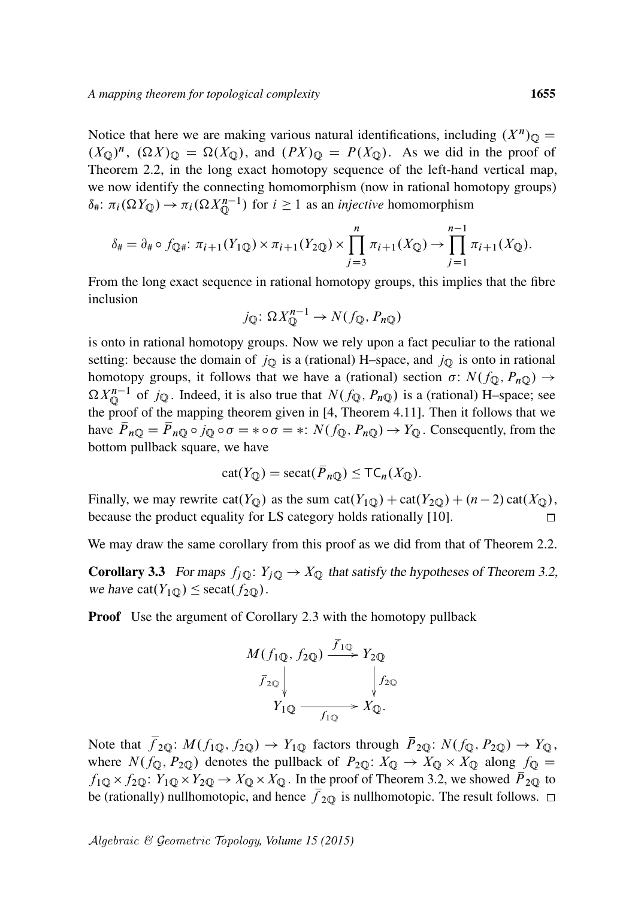Notice that here we are making various natural identifications, including $(X^n)_{\mathbb{Q}} = (X_{\mathbb{Q}})^n$, $(\Omega X)_{\mathbb{Q}} = \Omega(X_{\mathbb{Q}})$, and $(PX)_{\mathbb{Q}} = P(X_{\mathbb{Q}})$. As we did in the proof of Theorem 2.2, in the long exact homotopy sequence of the left-hand vertical map, we now identify the connecting homomorphism (now in rational homotopy groups) $\delta_{\#}\colon \pi_i(\Omega Y_{\mathbb{Q}}) \to \pi_i(\Omega X_{\mathbb{Q}}^{n-1})$ for $i \geq 1$ as an *injective* homomorphism

$$\delta_{\#} = \partial_{\#} \circ f_{\mathbb{Q}\#}\colon \pi_{i+1}(Y_{1\mathbb{Q}}) \times \pi_{i+1}(Y_{2\mathbb{Q}}) \times \prod_{j=3}^{n} \pi_{i+1}(X_{\mathbb{Q}}) \to \prod_{j=1}^{n-1} \pi_{i+1}(X_{\mathbb{Q}}).$$

From the long exact sequence in rational homotopy groups, this implies that the fibre inclusion

$$j_{\mathbb{Q}}\colon \Omega X_{\mathbb{Q}}^{n-1} \to N(f_{\mathbb{Q}}, P_{n\mathbb{Q}})$$

is onto in rational homotopy groups. Now we rely upon a fact peculiar to the rational setting: because the domain of $j_{\mathbb{Q}}$ is a (rational) H–space, and $j_{\mathbb{Q}}$ is onto in rational homotopy groups, it follows that we have a (rational) section $\sigma\colon N(f_{\mathbb{Q}}, P_{n\mathbb{Q}}) \to \Omega X_{\mathbb{Q}}^{n-1}$ of $j_{\mathbb{Q}}$. Indeed, it is also true that $N(f_{\mathbb{Q}}, P_{n\mathbb{Q}})$ is a (rational) H–space; see the proof of the mapping theorem given in [4, Theorem 4.11]. Then it follows that we have $\bar{P}_{n\mathbb{Q}} = \bar{P}_{n\mathbb{Q}} \circ j_{\mathbb{Q}} \circ \sigma = * \circ \sigma = *\colon N(f_{\mathbb{Q}}, P_{n\mathbb{Q}}) \to Y_{\mathbb{Q}}$. Consequently, from the bottom pullback square, we have

$$\operatorname{cat}(Y_{\mathbb{Q}}) = \operatorname{secat}(\bar{P}_{n\mathbb{Q}}) \leq \mathsf{TC}_n(X_{\mathbb{Q}}).$$

Finally, we may rewrite $\operatorname{cat}(Y_{\mathbb{Q}})$ as the sum $\operatorname{cat}(Y_{1\mathbb{Q}}) + \operatorname{cat}(Y_{2\mathbb{Q}}) + (n-2)\operatorname{cat}(X_{\mathbb{Q}})$, because the product equality for LS category holds rationally [10]. □

We may draw the same corollary from this proof as we did from that of Theorem 2.2.

**Corollary 3.3** *For maps $f_{j\mathbb{Q}}\colon Y_{j\mathbb{Q}} \to X_{\mathbb{Q}}$ that satisfy the hypotheses of Theorem 3.2, we have $\operatorname{cat}(Y_{1\mathbb{Q}}) \leq \operatorname{secat}(f_{2\mathbb{Q}})$.*

**Proof** Use the argument of Corollary 2.3 with the homotopy pullback

$$\begin{array}{ccc} M(f_{1\mathbb{Q}}, f_{2\mathbb{Q}}) & \xrightarrow{\bar{f}_{1\mathbb{Q}}} & Y_{2\mathbb{Q}} \\ {\scriptstyle \bar{f}_{2\mathbb{Q}}}\downarrow & & \downarrow{\scriptstyle f_{2\mathbb{Q}}} \\ Y_{1\mathbb{Q}} & \xrightarrow[f_{1\mathbb{Q}}]{} & X_{\mathbb{Q}}. \end{array}$$

Note that $\bar{f}_{2\mathbb{Q}}\colon M(f_{1\mathbb{Q}}, f_{2\mathbb{Q}}) \to Y_{1\mathbb{Q}}$ factors through $\bar{P}_{2\mathbb{Q}}\colon N(f_{\mathbb{Q}}, P_{2\mathbb{Q}}) \to Y_{\mathbb{Q}}$, where $N(f_{\mathbb{Q}}, P_{2\mathbb{Q}})$ denotes the pullback of $P_{2\mathbb{Q}}\colon X_{\mathbb{Q}} \to X_{\mathbb{Q}} \times X_{\mathbb{Q}}$ along $f_{\mathbb{Q}} = f_{1\mathbb{Q}} \times f_{2\mathbb{Q}}\colon Y_{1\mathbb{Q}} \times Y_{2\mathbb{Q}} \to X_{\mathbb{Q}} \times X_{\mathbb{Q}}$. In the proof of Theorem 3.2, we showed $\bar{P}_{2\mathbb{Q}}$ to be (rationally) nullhomotopic, and hence $\bar{f}_{2\mathbb{Q}}$ is nullhomotopic. The result follows. □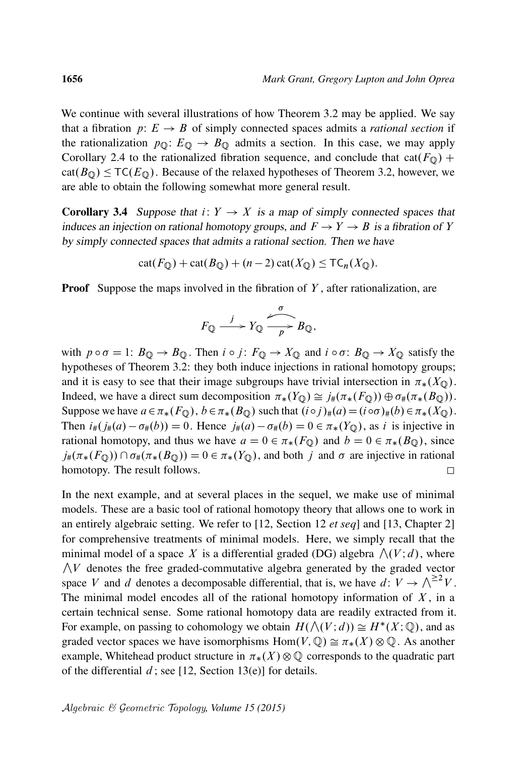We continue with several illustrations of how Theorem 3.2 may be applied. We say that a fibration $p\colon E \to B$ of simply connected spaces admits a *rational section* if the rationalization $p_{\mathbb{Q}}\colon E_{\mathbb{Q}} \to B_{\mathbb{Q}}$ admits a section. In this case, we may apply Corollary 2.4 to the rationalized fibration sequence, and conclude that $\mathrm{cat}(F_{\mathbb{Q}}) + \mathrm{cat}(B_{\mathbb{Q}}) \leq \mathsf{TC}(E_{\mathbb{Q}})$. Because of the relaxed hypotheses of Theorem 3.2, however, we are able to obtain the following somewhat more general result.

**Corollary 3.4** *Suppose that $i\colon Y \to X$ is a map of simply connected spaces that induces an injection on rational homotopy groups, and $F \to Y \to B$ is a fibration of $Y$ by simply connected spaces that admits a rational section. Then we have*

$$\mathrm{cat}(F_{\mathbb{Q}}) + \mathrm{cat}(B_{\mathbb{Q}}) + (n-2)\,\mathrm{cat}(X_{\mathbb{Q}}) \leq \mathsf{TC}_n(X_{\mathbb{Q}}).$$

**Proof** Suppose the maps involved in the fibration of $Y$, after rationalization, are

$$F_{\mathbb{Q}} \xrightarrow{\ j\ } Y_{\mathbb{Q}} \underset{p}{\overset{\sigma}{\rightleftarrows}} B_{\mathbb{Q}},$$

with $p \circ \sigma = 1\colon B_{\mathbb{Q}} \to B_{\mathbb{Q}}$. Then $i \circ j\colon F_{\mathbb{Q}} \to X_{\mathbb{Q}}$ and $i \circ \sigma\colon B_{\mathbb{Q}} \to X_{\mathbb{Q}}$ satisfy the hypotheses of Theorem 3.2: they both induce injections in rational homotopy groups; and it is easy to see that their image subgroups have trivial intersection in $\pi_*(X_{\mathbb{Q}})$. Indeed, we have a direct sum decomposition $\pi_*(Y_{\mathbb{Q}}) \cong j_\#(\pi_*(F_{\mathbb{Q}})) \oplus \sigma_\#(\pi_*(B_{\mathbb{Q}}))$. Suppose we have $a \in \pi_*(F_{\mathbb{Q}})$, $b \in \pi_*(B_{\mathbb{Q}})$ such that $(i\circ j)_\#(a) = (i\circ\sigma)_\#(b) \in \pi_*(X_{\mathbb{Q}})$. Then $i_\#(j_\#(a) - \sigma_\#(b)) = 0$. Hence $j_\#(a) - \sigma_\#(b) = 0 \in \pi_*(Y_{\mathbb{Q}})$, as $i$ is injective in rational homotopy, and thus we have $a = 0 \in \pi_*(F_{\mathbb{Q}})$ and $b = 0 \in \pi_*(B_{\mathbb{Q}})$, since $j_\#(\pi_*(F_{\mathbb{Q}})) \cap \sigma_\#(\pi_*(B_{\mathbb{Q}})) = 0 \in \pi_*(Y_{\mathbb{Q}})$, and both $j$ and $\sigma$ are injective in rational homotopy. The result follows. $\square$

In the next example, and at several places in the sequel, we make use of minimal models. These are a basic tool of rational homotopy theory that allows one to work in an entirely algebraic setting. We refer to [12, Section 12 *et seq*] and [13, Chapter 2] for comprehensive treatments of minimal models. Here, we simply recall that the minimal model of a space $X$ is a differential graded (DG) algebra $\bigwedge(V; d)$, where $\bigwedge V$ denotes the free graded-commutative algebra generated by the graded vector space $V$ and $d$ denotes a decomposable differential, that is, we have $d\colon V \to \bigwedge^{\geq 2} V$. The minimal model encodes all of the rational homotopy information of $X$, in a certain technical sense. Some rational homotopy data are readily extracted from it. For example, on passing to cohomology we obtain $H(\bigwedge(V; d)) \cong H^*(X; \mathbb{Q})$, and as graded vector spaces we have isomorphisms $\mathrm{Hom}(V, \mathbb{Q}) \cong \pi_*(X) \otimes \mathbb{Q}$. As another example, Whitehead product structure in $\pi_*(X) \otimes \mathbb{Q}$ corresponds to the quadratic part of the differential $d$; see [12, Section 13(e)] for details.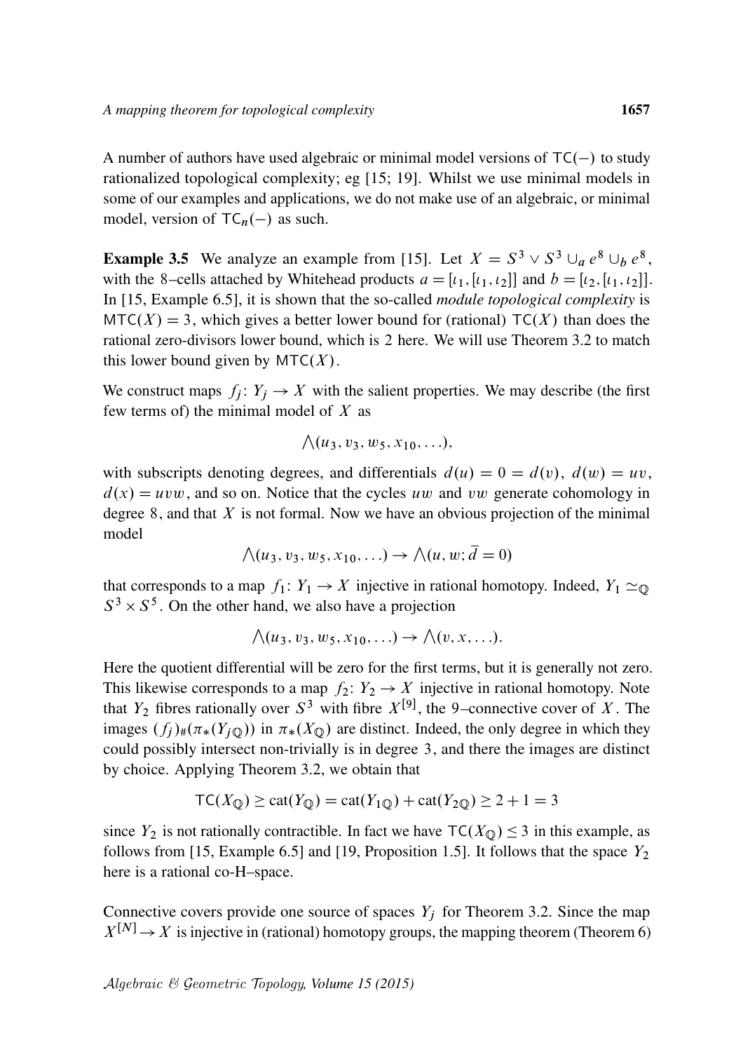A number of authors have used algebraic or minimal model versions of $\mathsf{TC}(-)$ to study rationalized topological complexity; eg [15; 19]. Whilst we use minimal models in some of our examples and applications, we do not make use of an algebraic, or minimal model, version of $\mathsf{TC}_n(-)$ as such.

**Example 3.5** We analyze an example from [15]. Let $X = S^3 \vee S^3 \cup_a e^8 \cup_b e^8$, with the 8–cells attached by Whitehead products $a = [\iota_1, [\iota_1, \iota_2]]$ and $b = [\iota_2, [\iota_1, \iota_2]]$. In [15, Example 6.5], it is shown that the so-called *module topological complexity* is $\mathsf{MTC}(X) = 3$, which gives a better lower bound for (rational) $\mathsf{TC}(X)$ than does the rational zero-divisors lower bound, which is 2 here. We will use Theorem 3.2 to match this lower bound given by $\mathsf{MTC}(X)$.

We construct maps $f_j\colon Y_j \to X$ with the salient properties. We may describe (the first few terms of) the minimal model of $X$ as

$$\bigwedge(u_3, v_3, w_5, x_{10}, \ldots),$$

with subscripts denoting degrees, and differentials $d(u) = 0 = d(v)$, $d(w) = uv$, $d(x) = uvw$, and so on. Notice that the cycles $uw$ and $vw$ generate cohomology in degree 8, and that $X$ is not formal. Now we have an obvious projection of the minimal model

$$\bigwedge(u_3, v_3, w_5, x_{10}, \ldots) \to \bigwedge(u, w; \overline{d} = 0)$$

that corresponds to a map $f_1\colon Y_1 \to X$ injective in rational homotopy. Indeed, $Y_1 \simeq_{\mathbb{Q}} S^3 \times S^5$. On the other hand, we also have a projection

$$\bigwedge(u_3, v_3, w_5, x_{10}, \ldots) \to \bigwedge(v, x, \ldots).$$

Here the quotient differential will be zero for the first terms, but it is generally not zero. This likewise corresponds to a map $f_2\colon Y_2 \to X$ injective in rational homotopy. Note that $Y_2$ fibres rationally over $S^3$ with fibre $X^{[9]}$, the 9–connective cover of $X$. The images $(f_j)_\#(\pi_*(Y_{j\mathbb{Q}}))$ in $\pi_*(X_{\mathbb{Q}})$ are distinct. Indeed, the only degree in which they could possibly intersect non-trivially is in degree 3, and there the images are distinct by choice. Applying Theorem 3.2, we obtain that

$$\mathsf{TC}(X_{\mathbb{Q}}) \geq \mathrm{cat}(Y_{\mathbb{Q}}) = \mathrm{cat}(Y_{1\mathbb{Q}}) + \mathrm{cat}(Y_{2\mathbb{Q}}) \geq 2 + 1 = 3$$

since $Y_2$ is not rationally contractible. In fact we have $\mathsf{TC}(X_{\mathbb{Q}}) \leq 3$ in this example, as follows from [15, Example 6.5] and [19, Proposition 1.5]. It follows that the space $Y_2$ here is a rational co-H–space.

Connective covers provide one source of spaces $Y_j$ for Theorem 3.2. Since the map $X^{[N]} \to X$ is injective in (rational) homotopy groups, the mapping theorem (Theorem 6)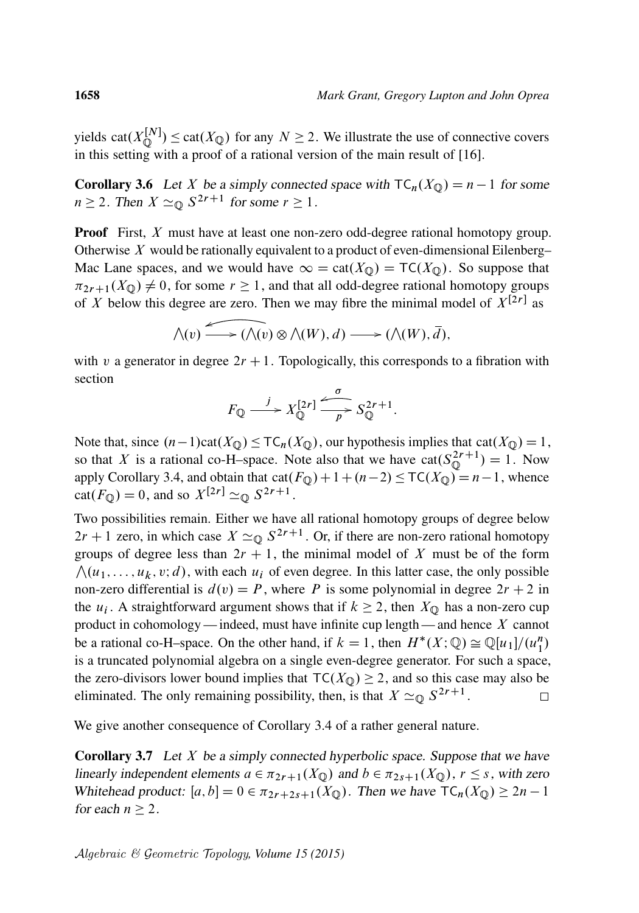yields $\mathrm{cat}(X_{\mathbb{Q}}^{[N]}) \leq \mathrm{cat}(X_{\mathbb{Q}})$ for any $N \geq 2$. We illustrate the use of connective covers in this setting with a proof of a rational version of the main result of [16].

**Corollary 3.6** *Let $X$ be a simply connected space with $\mathsf{TC}_n(X_{\mathbb{Q}}) = n-1$ for some $n \geq 2$. Then $X \simeq_{\mathbb{Q}} S^{2r+1}$ for some $r \geq 1$.*

**Proof** First, $X$ must have at least one non-zero odd-degree rational homotopy group. Otherwise $X$ would be rationally equivalent to a product of even-dimensional Eilenberg–Mac Lane spaces, and we would have $\infty = \mathrm{cat}(X_{\mathbb{Q}}) = \mathsf{TC}(X_{\mathbb{Q}})$. So suppose that $\pi_{2r+1}(X_{\mathbb{Q}}) \neq 0$, for some $r \geq 1$, and that all odd-degree rational homotopy groups of $X$ below this degree are zero. Then we may fibre the minimal model of $X^{[2r]}$ as

$$\bigwedge(v) \longrightarrow (\bigwedge(v) \otimes \bigwedge(W), d) \longrightarrow (\bigwedge(W), \bar{d}),$$

with $v$ a generator in degree $2r+1$. Topologically, this corresponds to a fibration with section

$$F_{\mathbb{Q}} \xrightarrow{\ j\ } X_{\mathbb{Q}}^{[2r]} \underset{p}{\overset{\sigma}{\rightleftarrows}} S_{\mathbb{Q}}^{2r+1}.$$

Note that, since $(n-1)\mathrm{cat}(X_{\mathbb{Q}}) \leq \mathsf{TC}_n(X_{\mathbb{Q}})$, our hypothesis implies that $\mathrm{cat}(X_{\mathbb{Q}}) = 1$, so that $X$ is a rational co-H–space. Note also that we have $\mathrm{cat}(S_{\mathbb{Q}}^{2r+1}) = 1$. Now apply Corollary 3.4, and obtain that $\mathrm{cat}(F_{\mathbb{Q}}) + 1 + (n-2) \leq \mathsf{TC}(X_{\mathbb{Q}}) = n-1$, whence $\mathrm{cat}(F_{\mathbb{Q}}) = 0$, and so $X^{[2r]} \simeq_{\mathbb{Q}} S^{2r+1}$.

Two possibilities remain. Either we have all rational homotopy groups of degree below $2r+1$ zero, in which case $X \simeq_{\mathbb{Q}} S^{2r+1}$. Or, if there are non-zero rational homotopy groups of degree less than $2r+1$, the minimal model of $X$ must be of the form $\bigwedge(u_1, \ldots, u_k, v; d)$, with each $u_i$ of even degree. In this latter case, the only possible non-zero differential is $d(v) = P$, where $P$ is some polynomial in degree $2r+2$ in the $u_i$. A straightforward argument shows that if $k \geq 2$, then $X_{\mathbb{Q}}$ has a non-zero cup product in cohomology — indeed, must have infinite cup length — and hence $X$ cannot be a rational co-H–space. On the other hand, if $k = 1$, then $H^*(X; \mathbb{Q}) \cong \mathbb{Q}[u_1]/(u_1^n)$ is a truncated polynomial algebra on a single even-degree generator. For such a space, the zero-divisors lower bound implies that $\mathsf{TC}(X_{\mathbb{Q}}) \geq 2$, and so this case may also be eliminated. The only remaining possibility, then, is that $X \simeq_{\mathbb{Q}} S^{2r+1}$. $\square$

We give another consequence of Corollary 3.4 of a rather general nature.

**Corollary 3.7** *Let $X$ be a simply connected hyperbolic space. Suppose that we have linearly independent elements $a \in \pi_{2r+1}(X_{\mathbb{Q}})$ and $b \in \pi_{2s+1}(X_{\mathbb{Q}})$, $r \leq s$, with zero Whitehead product: $[a, b] = 0 \in \pi_{2r+2s+1}(X_{\mathbb{Q}})$. Then we have $\mathsf{TC}_n(X_{\mathbb{Q}}) \geq 2n-1$ for each $n \geq 2$.*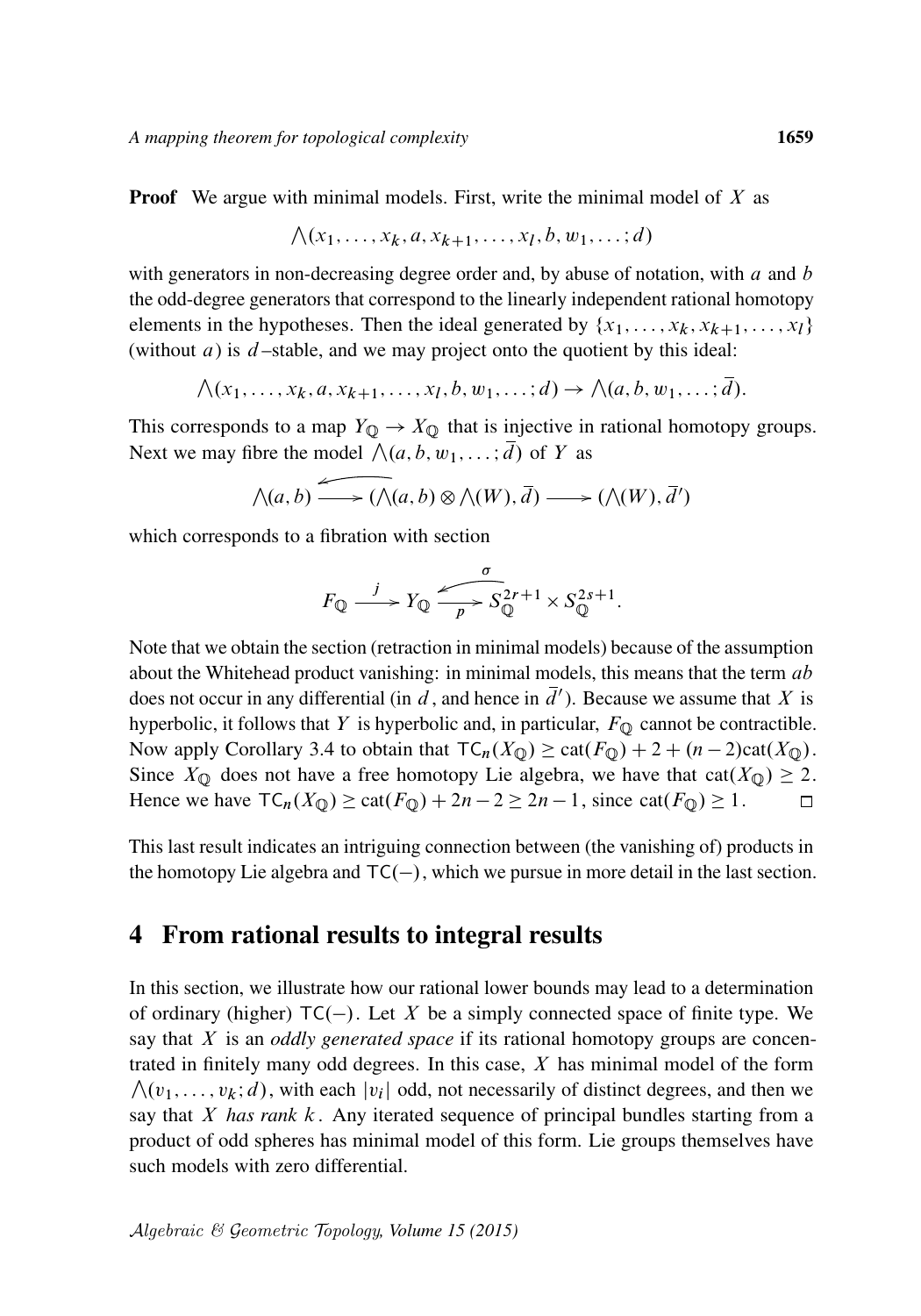**Proof** We argue with minimal models. First, write the minimal model of $X$ as

$$\bigwedge(x_1, \dots, x_k, a, x_{k+1}, \dots, x_l, b, w_1, \dots; d)$$

with generators in non-decreasing degree order and, by abuse of notation, with $a$ and $b$ the odd-degree generators that correspond to the linearly independent rational homotopy elements in the hypotheses. Then the ideal generated by $\{x_1, \dots, x_k, x_{k+1}, \dots, x_l\}$ (without $a$) is $d$–stable, and we may project onto the quotient by this ideal:

$$\bigwedge(x_1, \dots, x_k, a, x_{k+1}, \dots, x_l, b, w_1, \dots; d) \to \bigwedge(a, b, w_1, \dots; \overline{d}).$$

This corresponds to a map $Y_{\mathbb{Q}} \to X_{\mathbb{Q}}$ that is injective in rational homotopy groups. Next we may fibre the model $\bigwedge(a, b, w_1, \dots; \overline{d})$ of $Y$ as

$$\bigwedge(a,b) \overset{\longleftarrow}{\longrightarrow} (\bigwedge(a,b) \otimes \bigwedge(W), \overline{d}) \longrightarrow (\bigwedge(W), \overline{d}')$$

which corresponds to a fibration with section

$$F_{\mathbb{Q}} \xrightarrow{\ j\ } Y_{\mathbb{Q}} \underset{p}{\overset{\sigma}{\rightleftarrows}} S^{2r+1}_{\mathbb{Q}} \times S^{2s+1}_{\mathbb{Q}}.$$

Note that we obtain the section (retraction in minimal models) because of the assumption about the Whitehead product vanishing: in minimal models, this means that the term $ab$ does not occur in any differential (in $d$, and hence in $\overline{d}'$). Because we assume that $X$ is hyperbolic, it follows that $Y$ is hyperbolic and, in particular, $F_{\mathbb{Q}}$ cannot be contractible. Now apply Corollary 3.4 to obtain that $\mathsf{TC}_n(X_{\mathbb{Q}}) \geq \mathrm{cat}(F_{\mathbb{Q}}) + 2 + (n-2)\mathrm{cat}(X_{\mathbb{Q}})$. Since $X_{\mathbb{Q}}$ does not have a free homotopy Lie algebra, we have that $\mathrm{cat}(X_{\mathbb{Q}}) \geq 2$. Hence we have $\mathsf{TC}_n(X_{\mathbb{Q}}) \geq \mathrm{cat}(F_{\mathbb{Q}}) + 2n - 2 \geq 2n - 1$, since $\mathrm{cat}(F_{\mathbb{Q}}) \geq 1$. □

This last result indicates an intriguing connection between (the vanishing of) products in the homotopy Lie algebra and $\mathsf{TC}(-)$, which we pursue in more detail in the last section.

## 4 From rational results to integral results

In this section, we illustrate how our rational lower bounds may lead to a determination of ordinary (higher) $\mathsf{TC}(-)$. Let $X$ be a simply connected space of finite type. We say that $X$ is an *oddly generated space* if its rational homotopy groups are concentrated in finitely many odd degrees. In this case, $X$ has minimal model of the form $\bigwedge(v_1, \dots, v_k; d)$, with each $|v_i|$ odd, not necessarily of distinct degrees, and then we say that $X$ *has rank* $k$. Any iterated sequence of principal bundles starting from a product of odd spheres has minimal model of this form. Lie groups themselves have such models with zero differential.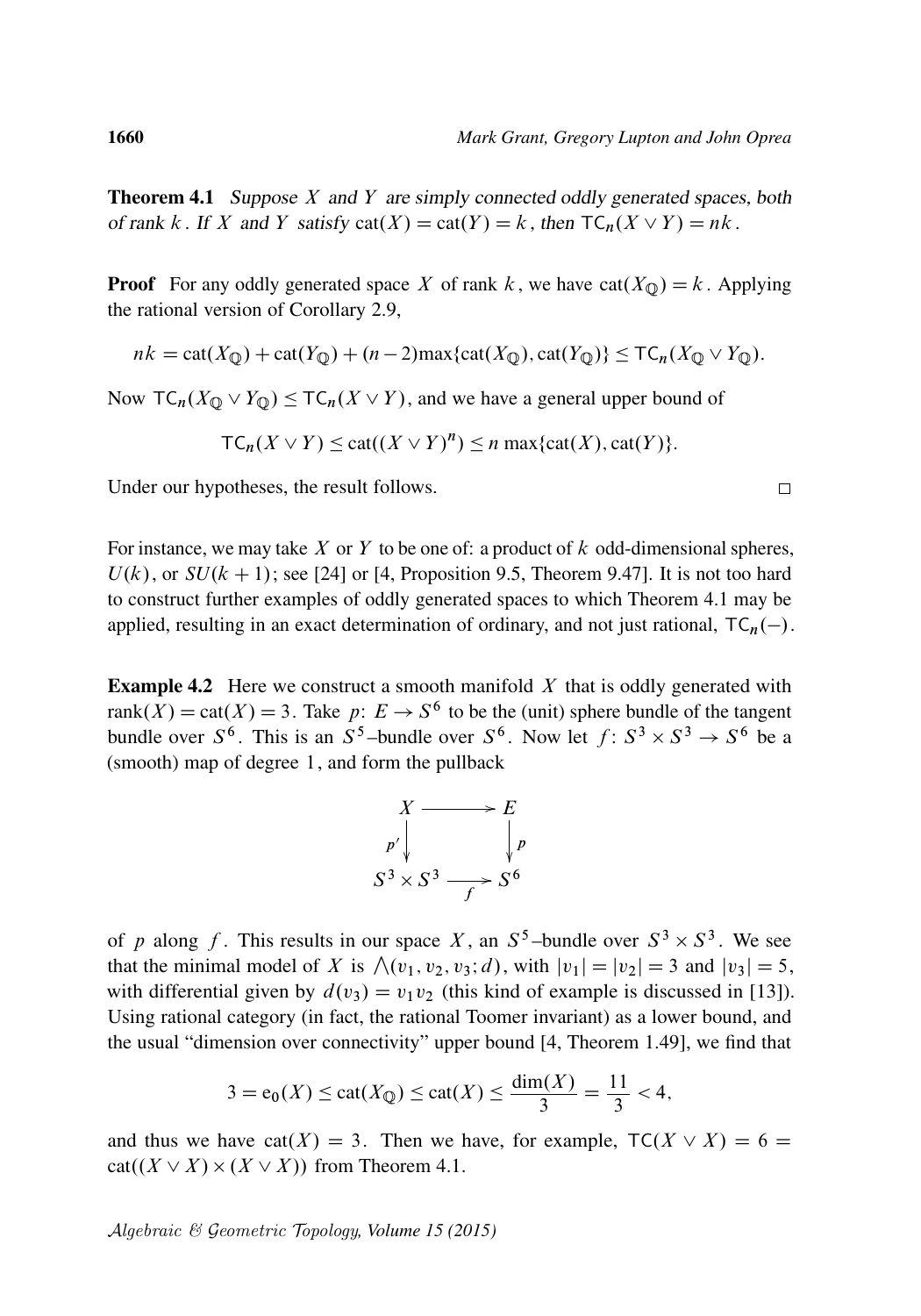**Theorem 4.1** *Suppose $X$ and $Y$ are simply connected oddly generated spaces, both of rank $k$. If $X$ and $Y$ satisfy $\mathrm{cat}(X) = \mathrm{cat}(Y) = k$, then $\mathsf{TC}_n(X \vee Y) = nk$.*

**Proof** For any oddly generated space $X$ of rank $k$, we have $\mathrm{cat}(X_{\mathbb{Q}}) = k$. Applying the rational version of Corollary 2.9,

$$nk = \mathrm{cat}(X_{\mathbb{Q}}) + \mathrm{cat}(Y_{\mathbb{Q}}) + (n-2)\max\{\mathrm{cat}(X_{\mathbb{Q}}), \mathrm{cat}(Y_{\mathbb{Q}})\} \le \mathsf{TC}_n(X_{\mathbb{Q}} \vee Y_{\mathbb{Q}}).$$

Now $\mathsf{TC}_n(X_{\mathbb{Q}} \vee Y_{\mathbb{Q}}) \le \mathsf{TC}_n(X \vee Y)$, and we have a general upper bound of

$$\mathsf{TC}_n(X \vee Y) \le \mathrm{cat}((X \vee Y)^n) \le n \max\{\mathrm{cat}(X), \mathrm{cat}(Y)\}.$$

Under our hypotheses, the result follows. □

For instance, we may take $X$ or $Y$ to be one of: a product of $k$ odd-dimensional spheres, $U(k)$, or $SU(k+1)$; see [24] or [4, Proposition 9.5, Theorem 9.47]. It is not too hard to construct further examples of oddly generated spaces to which Theorem 4.1 may be applied, resulting in an exact determination of ordinary, and not just rational, $\mathsf{TC}_n(-)$.

**Example 4.2** Here we construct a smooth manifold $X$ that is oddly generated with $\mathrm{rank}(X) = \mathrm{cat}(X) = 3$. Take $p\colon E \to S^6$ to be the (unit) sphere bundle of the tangent bundle over $S^6$. This is an $S^5$–bundle over $S^6$. Now let $f\colon S^3 \times S^3 \to S^6$ be a (smooth) map of degree 1, and form the pullback

$$\begin{array}{ccc} X & \longrightarrow & E \\ {\scriptstyle p'}\downarrow & & \downarrow{\scriptstyle p} \\ S^3 \times S^3 & \xrightarrow[f]{} & S^6 \end{array}$$

of $p$ along $f$. This results in our space $X$, an $S^5$–bundle over $S^3 \times S^3$. We see that the minimal model of $X$ is $\bigwedge(v_1, v_2, v_3; d)$, with $|v_1| = |v_2| = 3$ and $|v_3| = 5$, with differential given by $d(v_3) = v_1 v_2$ (this kind of example is discussed in [13]). Using rational category (in fact, the rational Toomer invariant) as a lower bound, and the usual "dimension over connectivity" upper bound [4, Theorem 1.49], we find that

$$3 = \mathrm{e}_0(X) \le \mathrm{cat}(X_{\mathbb{Q}}) \le \mathrm{cat}(X) \le \frac{\dim(X)}{3} = \frac{11}{3} < 4,$$

and thus we have $\mathrm{cat}(X) = 3$. Then we have, for example, $\mathsf{TC}(X \vee X) = 6 = \mathrm{cat}((X \vee X) \times (X \vee X))$ from Theorem 4.1.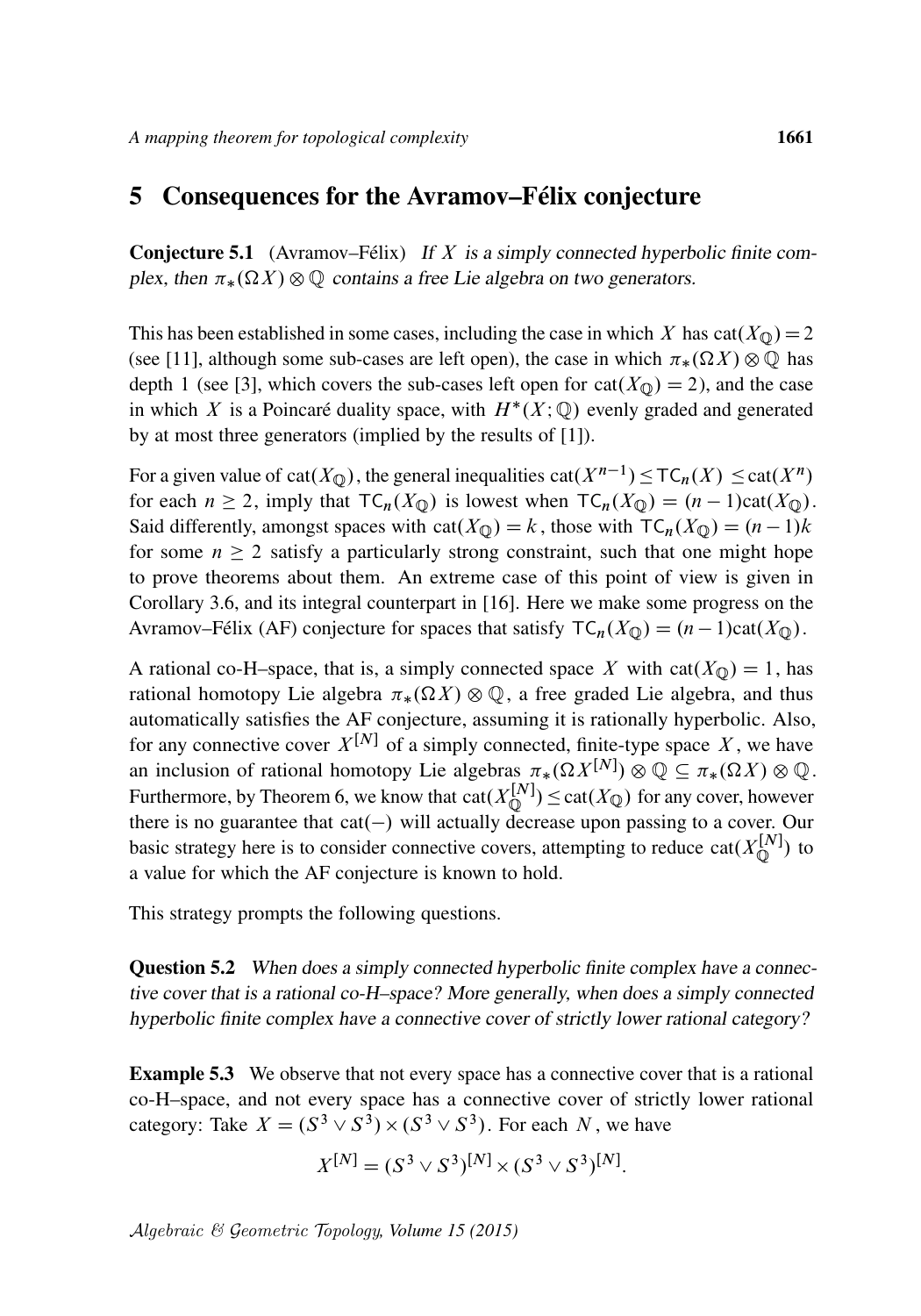## 5 Consequences for the Avramov–Félix conjecture

**Conjecture 5.1** (Avramov–Félix) *If $X$ is a simply connected hyperbolic finite complex, then $\pi_*(\Omega X)\otimes\mathbb{Q}$ contains a free Lie algebra on two generators.*

This has been established in some cases, including the case in which $X$ has $\mathrm{cat}(X_{\mathbb{Q}})=2$ (see [11], although some sub-cases are left open), the case in which $\pi_*(\Omega X)\otimes\mathbb{Q}$ has depth 1 (see [3], which covers the sub-cases left open for $\mathrm{cat}(X_{\mathbb{Q}})=2$), and the case in which $X$ is a Poincaré duality space, with $H^*(X;\mathbb{Q})$ evenly graded and generated by at most three generators (implied by the results of [1]).

For a given value of $\mathrm{cat}(X_{\mathbb{Q}})$, the general inequalities $\mathrm{cat}(X^{n-1})\leq \mathsf{TC}_n(X)\leq \mathrm{cat}(X^n)$ for each $n\geq 2$, imply that $\mathsf{TC}_n(X_{\mathbb{Q}})$ is lowest when $\mathsf{TC}_n(X_{\mathbb{Q}})=(n-1)\mathrm{cat}(X_{\mathbb{Q}})$. Said differently, amongst spaces with $\mathrm{cat}(X_{\mathbb{Q}})=k$, those with $\mathsf{TC}_n(X_{\mathbb{Q}})=(n-1)k$ for some $n\geq 2$ satisfy a particularly strong constraint, such that one might hope to prove theorems about them. An extreme case of this point of view is given in Corollary 3.6, and its integral counterpart in [16]. Here we make some progress on the Avramov–Félix (AF) conjecture for spaces that satisfy $\mathsf{TC}_n(X_{\mathbb{Q}})=(n-1)\mathrm{cat}(X_{\mathbb{Q}})$.

A rational co-H–space, that is, a simply connected space $X$ with $\mathrm{cat}(X_{\mathbb{Q}})=1$, has rational homotopy Lie algebra $\pi_*(\Omega X)\otimes\mathbb{Q}$, a free graded Lie algebra, and thus automatically satisfies the AF conjecture, assuming it is rationally hyperbolic. Also, for any connective cover $X^{[N]}$ of a simply connected, finite-type space $X$, we have an inclusion of rational homotopy Lie algebras $\pi_*(\Omega X^{[N]})\otimes\mathbb{Q}\subseteq\pi_*(\Omega X)\otimes\mathbb{Q}$. Furthermore, by Theorem 6, we know that $\mathrm{cat}(X^{[N]}_{\mathbb{Q}})\leq\mathrm{cat}(X_{\mathbb{Q}})$ for any cover, however there is no guarantee that $\mathrm{cat}(-)$ will actually decrease upon passing to a cover. Our basic strategy here is to consider connective covers, attempting to reduce $\mathrm{cat}(X^{[N]}_{\mathbb{Q}})$ to a value for which the AF conjecture is known to hold.

This strategy prompts the following questions.

**Question 5.2** *When does a simply connected hyperbolic finite complex have a connective cover that is a rational co-H–space? More generally, when does a simply connected hyperbolic finite complex have a connective cover of strictly lower rational category?*

**Example 5.3** We observe that not every space has a connective cover that is a rational co-H–space, and not every space has a connective cover of strictly lower rational category: Take $X=(S^3\vee S^3)\times(S^3\vee S^3)$. For each $N$, we have

$$X^{[N]}=(S^3\vee S^3)^{[N]}\times(S^3\vee S^3)^{[N]}.$$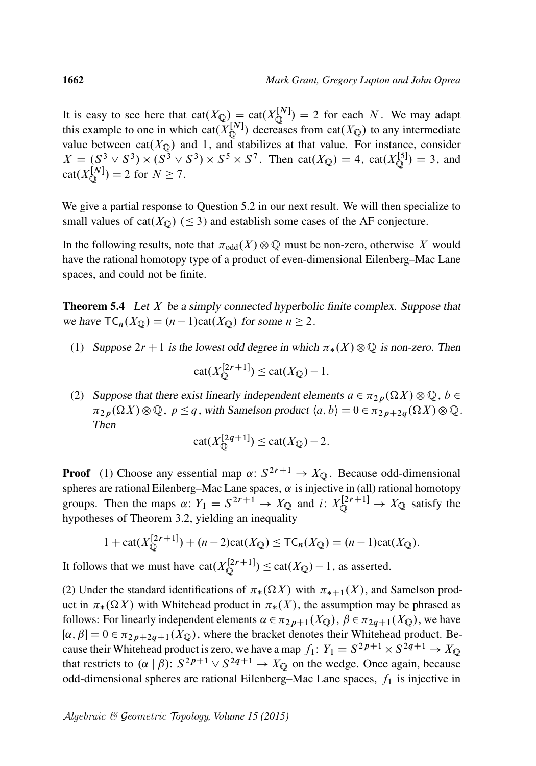It is easy to see here that $\mathrm{cat}(X_{\mathbb{Q}}) = \mathrm{cat}(X_{\mathbb{Q}}^{[N]}) = 2$ for each $N$. We may adapt this example to one in which $\mathrm{cat}(X_{\mathbb{Q}}^{[N]})$ decreases from $\mathrm{cat}(X_{\mathbb{Q}})$ to any intermediate value between $\mathrm{cat}(X_{\mathbb{Q}})$ and 1, and stabilizes at that value. For instance, consider $X = (S^3 \vee S^3) \times (S^3 \vee S^3) \times S^5 \times S^7$. Then $\mathrm{cat}(X_{\mathbb{Q}}) = 4$, $\mathrm{cat}(X_{\mathbb{Q}}^{[5]}) = 3$, and $\mathrm{cat}(X_{\mathbb{Q}}^{[N]}) = 2$ for $N \geq 7$.

We give a partial response to Question 5.2 in our next result. We will then specialize to small values of $\mathrm{cat}(X_{\mathbb{Q}})$ ($\leq 3$) and establish some cases of the AF conjecture.

In the following results, note that $\pi_{\mathrm{odd}}(X) \otimes \mathbb{Q}$ must be non-zero, otherwise $X$ would have the rational homotopy type of a product of even-dimensional Eilenberg–Mac Lane spaces, and could not be finite.

**Theorem 5.4** *Let $X$ be a simply connected hyperbolic finite complex. Suppose that we have $\mathsf{TC}_n(X_{\mathbb{Q}}) = (n-1)\mathrm{cat}(X_{\mathbb{Q}})$ for some $n \geq 2$.*

(1) *Suppose $2r+1$ is the lowest odd degree in which $\pi_*(X) \otimes \mathbb{Q}$ is non-zero. Then*

$$\mathrm{cat}(X_{\mathbb{Q}}^{[2r+1]}) \leq \mathrm{cat}(X_{\mathbb{Q}}) - 1.$$

(2) *Suppose that there exist linearly independent elements $a \in \pi_{2p}(\Omega X) \otimes \mathbb{Q}$, $b \in \pi_{2p}(\Omega X) \otimes \mathbb{Q}$, $p \leq q$, with Samelson product $\langle a, b \rangle = 0 \in \pi_{2p+2q}(\Omega X) \otimes \mathbb{Q}$. Then*

$$\mathrm{cat}(X_{\mathbb{Q}}^{[2q+1]}) \leq \mathrm{cat}(X_{\mathbb{Q}}) - 2.$$

**Proof** (1) Choose any essential map $\alpha\colon S^{2r+1} \to X_{\mathbb{Q}}$. Because odd-dimensional spheres are rational Eilenberg–Mac Lane spaces, $\alpha$ is injective in (all) rational homotopy groups. Then the maps $\alpha\colon Y_1 = S^{2r+1} \to X_{\mathbb{Q}}$ and $i\colon X_{\mathbb{Q}}^{[2r+1]} \to X_{\mathbb{Q}}$ satisfy the hypotheses of Theorem 3.2, yielding an inequality

$$1 + \mathrm{cat}(X_{\mathbb{Q}}^{[2r+1]}) + (n-2)\mathrm{cat}(X_{\mathbb{Q}}) \leq \mathsf{TC}_n(X_{\mathbb{Q}}) = (n-1)\mathrm{cat}(X_{\mathbb{Q}}).$$

It follows that we must have $\mathrm{cat}(X_{\mathbb{Q}}^{[2r+1]}) \leq \mathrm{cat}(X_{\mathbb{Q}}) - 1$, as asserted.

(2) Under the standard identifications of $\pi_*(\Omega X)$ with $\pi_{*+1}(X)$, and Samelson product in $\pi_*(\Omega X)$ with Whitehead product in $\pi_*(X)$, the assumption may be phrased as follows: For linearly independent elements $\alpha \in \pi_{2p+1}(X_{\mathbb{Q}})$, $\beta \in \pi_{2q+1}(X_{\mathbb{Q}})$, we have $[\alpha, \beta] = 0 \in \pi_{2p+2q+1}(X_{\mathbb{Q}})$, where the bracket denotes their Whitehead product. Because their Whitehead product is zero, we have a map $f_1\colon Y_1 = S^{2p+1} \times S^{2q+1} \to X_{\mathbb{Q}}$ that restricts to $(\alpha \mid \beta)\colon S^{2p+1} \vee S^{2q+1} \to X_{\mathbb{Q}}$ on the wedge. Once again, because odd-dimensional spheres are rational Eilenberg–Mac Lane spaces, $f_1$ is injective in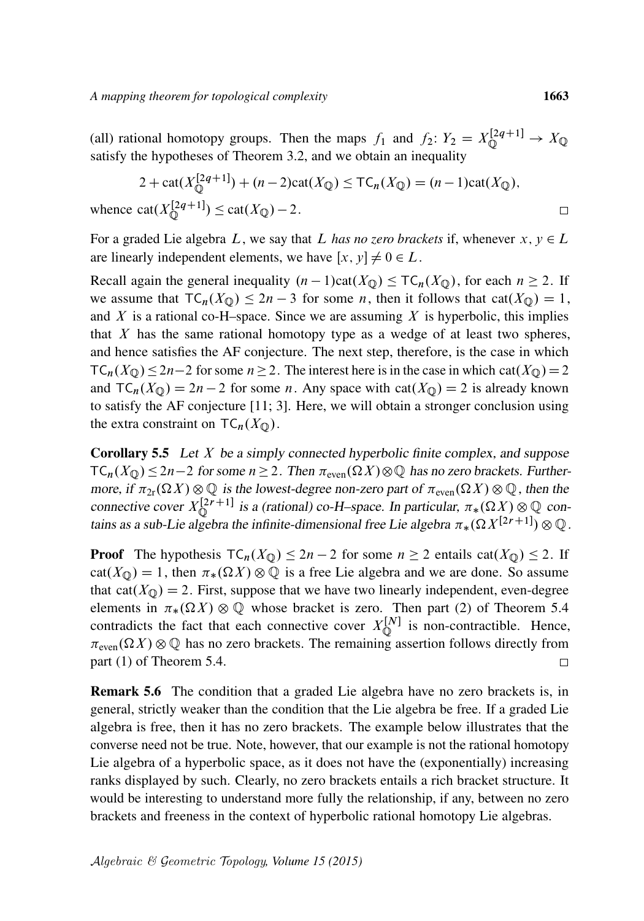(all) rational homotopy groups. Then the maps $f_1$ and $f_2$: $Y_2 = X_{\mathbb{Q}}^{[2q+1]} \to X_{\mathbb{Q}}$ satisfy the hypotheses of Theorem 3.2, and we obtain an inequality

$$2 + \mathrm{cat}(X_{\mathbb{Q}}^{[2q+1]}) + (n-2)\mathrm{cat}(X_{\mathbb{Q}}) \leq \mathsf{TC}_n(X_{\mathbb{Q}}) = (n-1)\mathrm{cat}(X_{\mathbb{Q}}),$$

whence $\mathrm{cat}(X_{\mathbb{Q}}^{[2q+1]}) \leq \mathrm{cat}(X_{\mathbb{Q}}) - 2$. □

For a graded Lie algebra $L$, we say that $L$ *has no zero brackets* if, whenever $x, y \in L$ are linearly independent elements, we have $[x, y] \neq 0 \in L$.

Recall again the general inequality $(n-1)\mathrm{cat}(X_{\mathbb{Q}}) \leq \mathsf{TC}_n(X_{\mathbb{Q}})$, for each $n \geq 2$. If we assume that $\mathsf{TC}_n(X_{\mathbb{Q}}) \leq 2n-3$ for some $n$, then it follows that $\mathrm{cat}(X_{\mathbb{Q}}) = 1$, and $X$ is a rational co-H–space. Since we are assuming $X$ is hyperbolic, this implies that $X$ has the same rational homotopy type as a wedge of at least two spheres, and hence satisfies the AF conjecture. The next step, therefore, is the case in which $\mathsf{TC}_n(X_{\mathbb{Q}}) \leq 2n-2$ for some $n \geq 2$. The interest here is in the case in which $\mathrm{cat}(X_{\mathbb{Q}}) = 2$ and $\mathsf{TC}_n(X_{\mathbb{Q}}) = 2n-2$ for some $n$. Any space with $\mathrm{cat}(X_{\mathbb{Q}}) = 2$ is already known to satisfy the AF conjecture [11; 3]. Here, we will obtain a stronger conclusion using the extra constraint on $\mathsf{TC}_n(X_{\mathbb{Q}})$.

**Corollary 5.5** *Let $X$ be a simply connected hyperbolic finite complex, and suppose $\mathsf{TC}_n(X_{\mathbb{Q}}) \leq 2n-2$ for some $n \geq 2$. Then $\pi_{\mathrm{even}}(\Omega X) \otimes \mathbb{Q}$ has no zero brackets. Furthermore, if $\pi_{2r}(\Omega X) \otimes \mathbb{Q}$ is the lowest-degree non-zero part of $\pi_{\mathrm{even}}(\Omega X) \otimes \mathbb{Q}$, then the connective cover $X_{\mathbb{Q}}^{[2r+1]}$ is a (rational) co-H–space. In particular, $\pi_*(\Omega X) \otimes \mathbb{Q}$ contains as a sub-Lie algebra the infinite-dimensional free Lie algebra $\pi_*(\Omega X^{[2r+1]}) \otimes \mathbb{Q}$.*

**Proof** The hypothesis $\mathsf{TC}_n(X_{\mathbb{Q}}) \leq 2n-2$ for some $n \geq 2$ entails $\mathrm{cat}(X_{\mathbb{Q}}) \leq 2$. If $\mathrm{cat}(X_{\mathbb{Q}}) = 1$, then $\pi_*(\Omega X) \otimes \mathbb{Q}$ is a free Lie algebra and we are done. So assume that $\mathrm{cat}(X_{\mathbb{Q}}) = 2$. First, suppose that we have two linearly independent, even-degree elements in $\pi_*(\Omega X) \otimes \mathbb{Q}$ whose bracket is zero. Then part (2) of Theorem 5.4 contradicts the fact that each connective cover $X_{\mathbb{Q}}^{[N]}$ is non-contractible. Hence, $\pi_{\mathrm{even}}(\Omega X) \otimes \mathbb{Q}$ has no zero brackets. The remaining assertion follows directly from part (1) of Theorem 5.4. □

**Remark 5.6** The condition that a graded Lie algebra have no zero brackets is, in general, strictly weaker than the condition that the Lie algebra be free. If a graded Lie algebra is free, then it has no zero brackets. The example below illustrates that the converse need not be true. Note, however, that our example is not the rational homotopy Lie algebra of a hyperbolic space, as it does not have the (exponentially) increasing ranks displayed by such. Clearly, no zero brackets entails a rich bracket structure. It would be interesting to understand more fully the relationship, if any, between no zero brackets and freeness in the context of hyperbolic rational homotopy Lie algebras.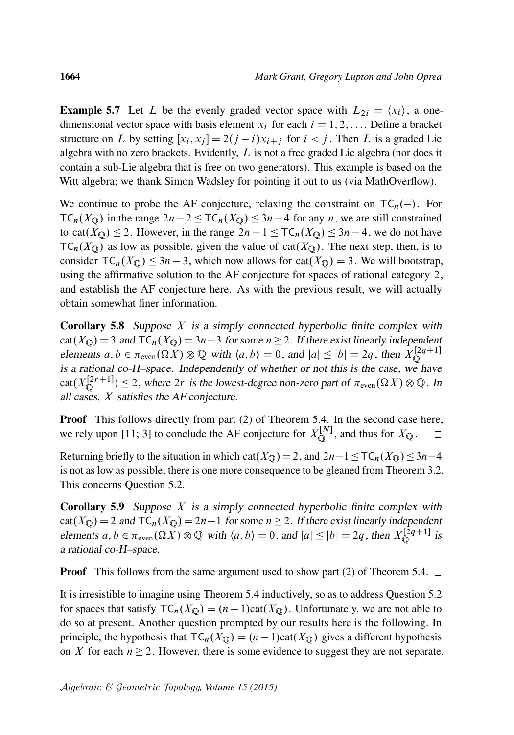**Example 5.7** Let $L$ be the evenly graded vector space with $L_{2i} = \langle x_i \rangle$, a one-dimensional vector space with basis element $x_i$ for each $i = 1, 2, \ldots$. Define a bracket structure on $L$ by setting $[x_i, x_j] = 2(j-i)x_{i+j}$ for $i < j$. Then $L$ is a graded Lie algebra with no zero brackets. Evidently, $L$ is not a free graded Lie algebra (nor does it contain a sub-Lie algebra that is free on two generators). This example is based on the Witt algebra; we thank Simon Wadsley for pointing it out to us (via MathOverflow).

We continue to probe the AF conjecture, relaxing the constraint on $\mathsf{TC}_n(-)$. For $\mathsf{TC}_n(X_{\mathbb{Q}})$ in the range $2n-2 \le \mathsf{TC}_n(X_{\mathbb{Q}}) \le 3n-4$ for any $n$, we are still constrained to $\mathrm{cat}(X_{\mathbb{Q}}) \le 2$. However, in the range $2n-1 \le \mathsf{TC}_n(X_{\mathbb{Q}}) \le 3n-4$, we do not have $\mathsf{TC}_n(X_{\mathbb{Q}})$ as low as possible, given the value of $\mathrm{cat}(X_{\mathbb{Q}})$. The next step, then, is to consider $\mathsf{TC}_n(X_{\mathbb{Q}}) \le 3n-3$, which now allows for $\mathrm{cat}(X_{\mathbb{Q}}) = 3$. We will bootstrap, using the affirmative solution to the AF conjecture for spaces of rational category 2, and establish the AF conjecture here. As with the previous result, we will actually obtain somewhat finer information.

**Corollary 5.8** *Suppose $X$ is a simply connected hyperbolic finite complex with $\mathrm{cat}(X_{\mathbb{Q}}) = 3$ and $\mathsf{TC}_n(X_{\mathbb{Q}}) = 3n-3$ for some $n \ge 2$. If there exist linearly independent elements $a, b \in \pi_{\mathrm{even}}(\Omega X) \otimes \mathbb{Q}$ with $\langle a, b \rangle = 0$, and $|a| \le |b| = 2q$, then $X_{\mathbb{Q}}^{[2q+1]}$ is a rational co-H–space. Independently of whether or not this is the case, we have $\mathrm{cat}(X_{\mathbb{Q}}^{[2r+1]}) \le 2$, where $2r$ is the lowest-degree non-zero part of $\pi_{\mathrm{even}}(\Omega X) \otimes \mathbb{Q}$. In all cases, $X$ satisfies the AF conjecture.*

**Proof** This follows directly from part (2) of Theorem 5.4. In the second case here, we rely upon [11; 3] to conclude the AF conjecture for $X_{\mathbb{Q}}^{[N]}$, and thus for $X_{\mathbb{Q}}$. $\square$

Returning briefly to the situation in which $\mathrm{cat}(X_{\mathbb{Q}}) = 2$, and $2n-1 \le \mathsf{TC}_n(X_{\mathbb{Q}}) \le 3n-4$ is not as low as possible, there is one more consequence to be gleaned from Theorem 3.2. This concerns Question 5.2.

**Corollary 5.9** *Suppose $X$ is a simply connected hyperbolic finite complex with $\mathrm{cat}(X_{\mathbb{Q}}) = 2$ and $\mathsf{TC}_n(X_{\mathbb{Q}}) = 2n-1$ for some $n \ge 2$. If there exist linearly independent elements $a, b \in \pi_{\mathrm{even}}(\Omega X) \otimes \mathbb{Q}$ with $\langle a, b \rangle = 0$, and $|a| \le |b| = 2q$, then $X_{\mathbb{Q}}^{[2q+1]}$ is a rational co-H–space.*

**Proof** This follows from the same argument used to show part (2) of Theorem 5.4. $\square$

It is irresistible to imagine using Theorem 5.4 inductively, so as to address Question 5.2 for spaces that satisfy $\mathsf{TC}_n(X_{\mathbb{Q}}) = (n-1)\mathrm{cat}(X_{\mathbb{Q}})$. Unfortunately, we are not able to do so at present. Another question prompted by our results here is the following. In principle, the hypothesis that $\mathsf{TC}_n(X_{\mathbb{Q}}) = (n-1)\mathrm{cat}(X_{\mathbb{Q}})$ gives a different hypothesis on $X$ for each $n \ge 2$. However, there is some evidence to suggest they are not separate.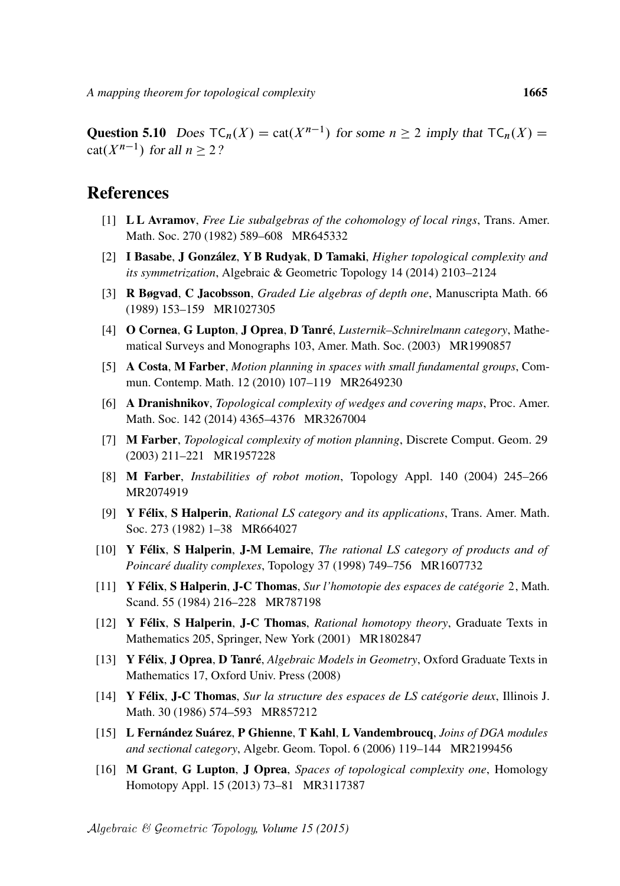**Question 5.10** *Does* $\mathsf{TC}_n(X) = \mathrm{cat}(X^{n-1})$ *for some* $n \geq 2$ *imply that* $\mathsf{TC}_n(X) = \mathrm{cat}(X^{n-1})$ *for all* $n \geq 2$*?*

## References

[1] **L L Avramov**, *Free Lie subalgebras of the cohomology of local rings*, Trans. Amer. Math. Soc. 270 (1982) 589–608 MR645332

[2] **I Basabe**, **J González**, **Y B Rudyak**, **D Tamaki**, *Higher topological complexity and its symmetrization*, Algebraic & Geometric Topology 14 (2014) 2103–2124

[3] **R Bøgvad**, **C Jacobsson**, *Graded Lie algebras of depth one*, Manuscripta Math. 66 (1989) 153–159 MR1027305

[4] **O Cornea**, **G Lupton**, **J Oprea**, **D Tanré**, *Lusternik–Schnirelmann category*, Mathematical Surveys and Monographs 103, Amer. Math. Soc. (2003) MR1990857

[5] **A Costa**, **M Farber**, *Motion planning in spaces with small fundamental groups*, Commun. Contemp. Math. 12 (2010) 107–119 MR2649230

[6] **A Dranishnikov**, *Topological complexity of wedges and covering maps*, Proc. Amer. Math. Soc. 142 (2014) 4365–4376 MR3267004

[7] **M Farber**, *Topological complexity of motion planning*, Discrete Comput. Geom. 29 (2003) 211–221 MR1957228

[8] **M Farber**, *Instabilities of robot motion*, Topology Appl. 140 (2004) 245–266 MR2074919

[9] **Y Félix**, **S Halperin**, *Rational LS category and its applications*, Trans. Amer. Math. Soc. 273 (1982) 1–38 MR664027

[10] **Y Félix**, **S Halperin**, **J-M Lemaire**, *The rational LS category of products and of Poincaré duality complexes*, Topology 37 (1998) 749–756 MR1607732

[11] **Y Félix**, **S Halperin**, **J-C Thomas**, *Sur l'homotopie des espaces de catégorie* 2, Math. Scand. 55 (1984) 216–228 MR787198

[12] **Y Félix**, **S Halperin**, **J-C Thomas**, *Rational homotopy theory*, Graduate Texts in Mathematics 205, Springer, New York (2001) MR1802847

[13] **Y Félix**, **J Oprea**, **D Tanré**, *Algebraic Models in Geometry*, Oxford Graduate Texts in Mathematics 17, Oxford Univ. Press (2008)

[14] **Y Félix**, **J-C Thomas**, *Sur la structure des espaces de LS catégorie deux*, Illinois J. Math. 30 (1986) 574–593 MR857212

[15] **L Fernández Suárez**, **P Ghienne**, **T Kahl**, **L Vandembroucq**, *Joins of DGA modules and sectional category*, Algebr. Geom. Topol. 6 (2006) 119–144 MR2199456

[16] **M Grant**, **G Lupton**, **J Oprea**, *Spaces of topological complexity one*, Homology Homotopy Appl. 15 (2013) 73–81 MR3117387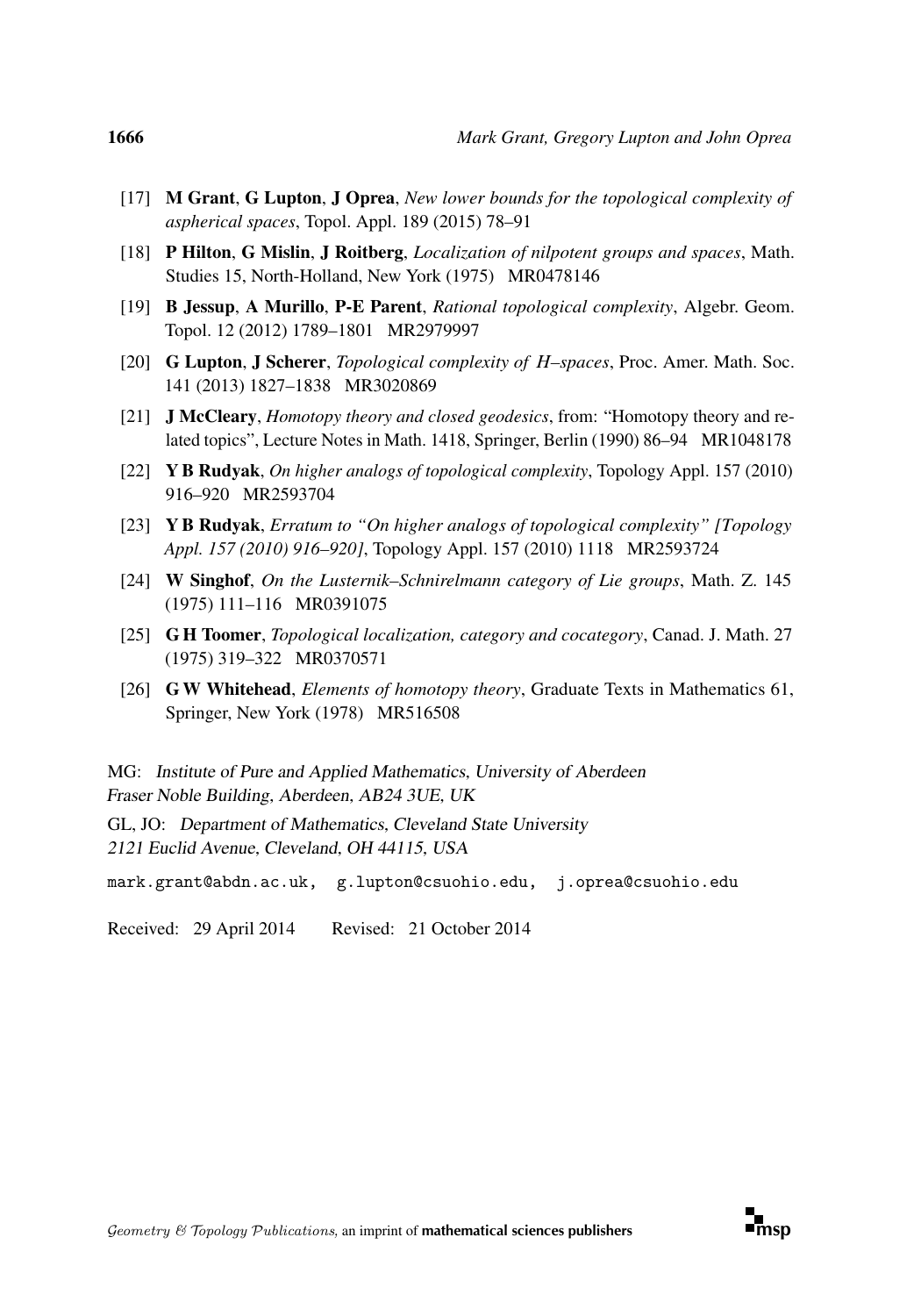[17] **M Grant**, **G Lupton**, **J Oprea**, *New lower bounds for the topological complexity of aspherical spaces*, Topol. Appl. 189 (2015) 78–91

[18] **P Hilton**, **G Mislin**, **J Roitberg**, *Localization of nilpotent groups and spaces*, Math. Studies 15, North-Holland, New York (1975) MR0478146

[19] **B Jessup**, **A Murillo**, **P-E Parent**, *Rational topological complexity*, Algebr. Geom. Topol. 12 (2012) 1789–1801 MR2979997

[20] **G Lupton**, **J Scherer**, *Topological complexity of H–spaces*, Proc. Amer. Math. Soc. 141 (2013) 1827–1838 MR3020869

[21] **J McCleary**, *Homotopy theory and closed geodesics*, from: "Homotopy theory and related topics", Lecture Notes in Math. 1418, Springer, Berlin (1990) 86–94 MR1048178

[22] **Y B Rudyak**, *On higher analogs of topological complexity*, Topology Appl. 157 (2010) 916–920 MR2593704

[23] **Y B Rudyak**, *Erratum to "On higher analogs of topological complexity" [Topology Appl. 157 (2010) 916–920]*, Topology Appl. 157 (2010) 1118 MR2593724

[24] **W Singhof**, *On the Lusternik–Schnirelmann category of Lie groups*, Math. Z. 145 (1975) 111–116 MR0391075

[25] **G H Toomer**, *Topological localization, category and cocategory*, Canad. J. Math. 27 (1975) 319–322 MR0370571

[26] **G W Whitehead**, *Elements of homotopy theory*, Graduate Texts in Mathematics 61, Springer, New York (1978) MR516508

MG: *Institute of Pure and Applied Mathematics, University of Aberdeen*
*Fraser Noble Building, Aberdeen, AB24 3UE, UK*

GL, JO: *Department of Mathematics, Cleveland State University*
*2121 Euclid Avenue, Cleveland, OH 44115, USA*

mark.grant@abdn.ac.uk, g.lupton@csuohio.edu, j.oprea@csuohio.edu

Received: 29 April 2014 Revised: 21 October 2014